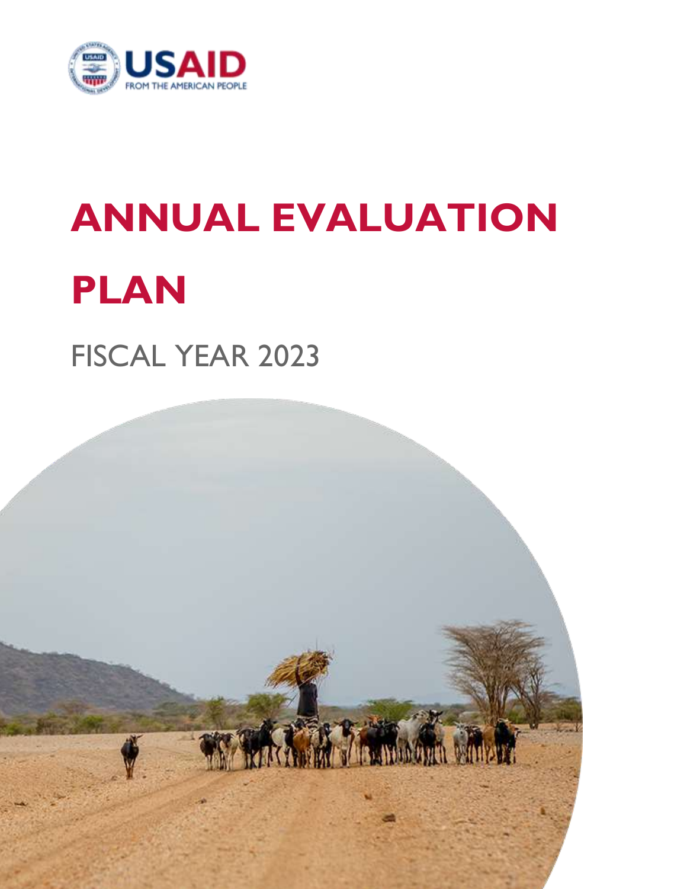USAID
FROM THE AMERICAN PEOPLE

# ANNUAL EVALUATION PLAN

## FISCAL YEAR 2023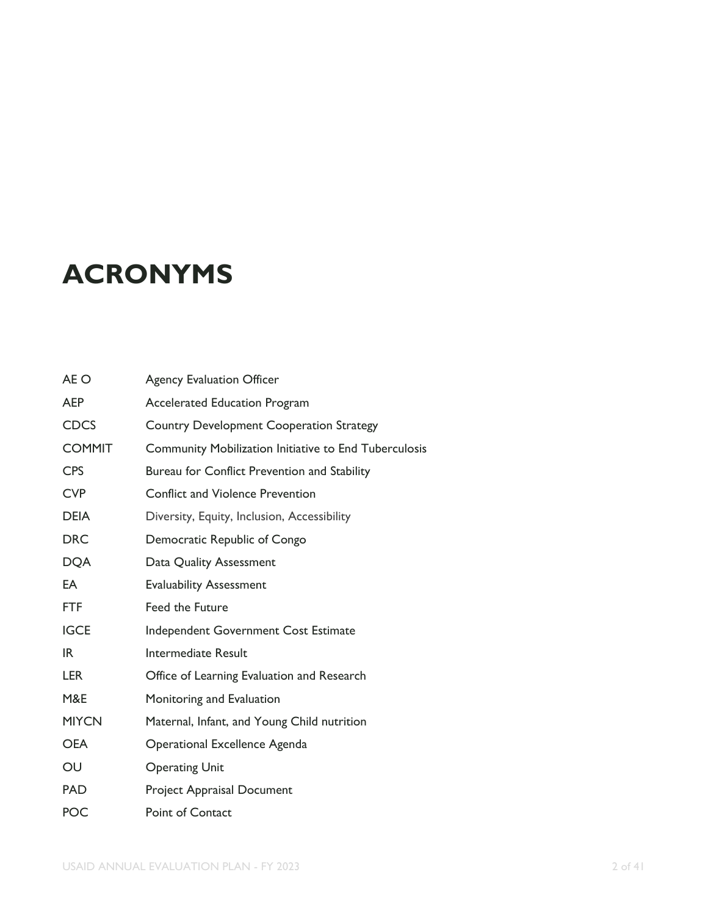# ACRONYMS

| | |
|---|---|
| AE O | Agency Evaluation Officer |
| AEP | Accelerated Education Program |
| CDCS | Country Development Cooperation Strategy |
| COMMIT | Community Mobilization Initiative to End Tuberculosis |
| CPS | Bureau for Conflict Prevention and Stability |
| CVP | Conflict and Violence Prevention |
| DEIA | Diversity, Equity, Inclusion, Accessibility |
| DRC | Democratic Republic of Congo |
| DQA | Data Quality Assessment |
| EA | Evaluability Assessment |
| FTF | Feed the Future |
| IGCE | Independent Government Cost Estimate |
| IR | Intermediate Result |
| LER | Office of Learning Evaluation and Research |
| M&E | Monitoring and Evaluation |
| MIYCN | Maternal, Infant, and Young Child nutrition |
| OEA | Operational Excellence Agenda |
| OU | Operating Unit |
| PAD | Project Appraisal Document |
| POC | Point of Contact |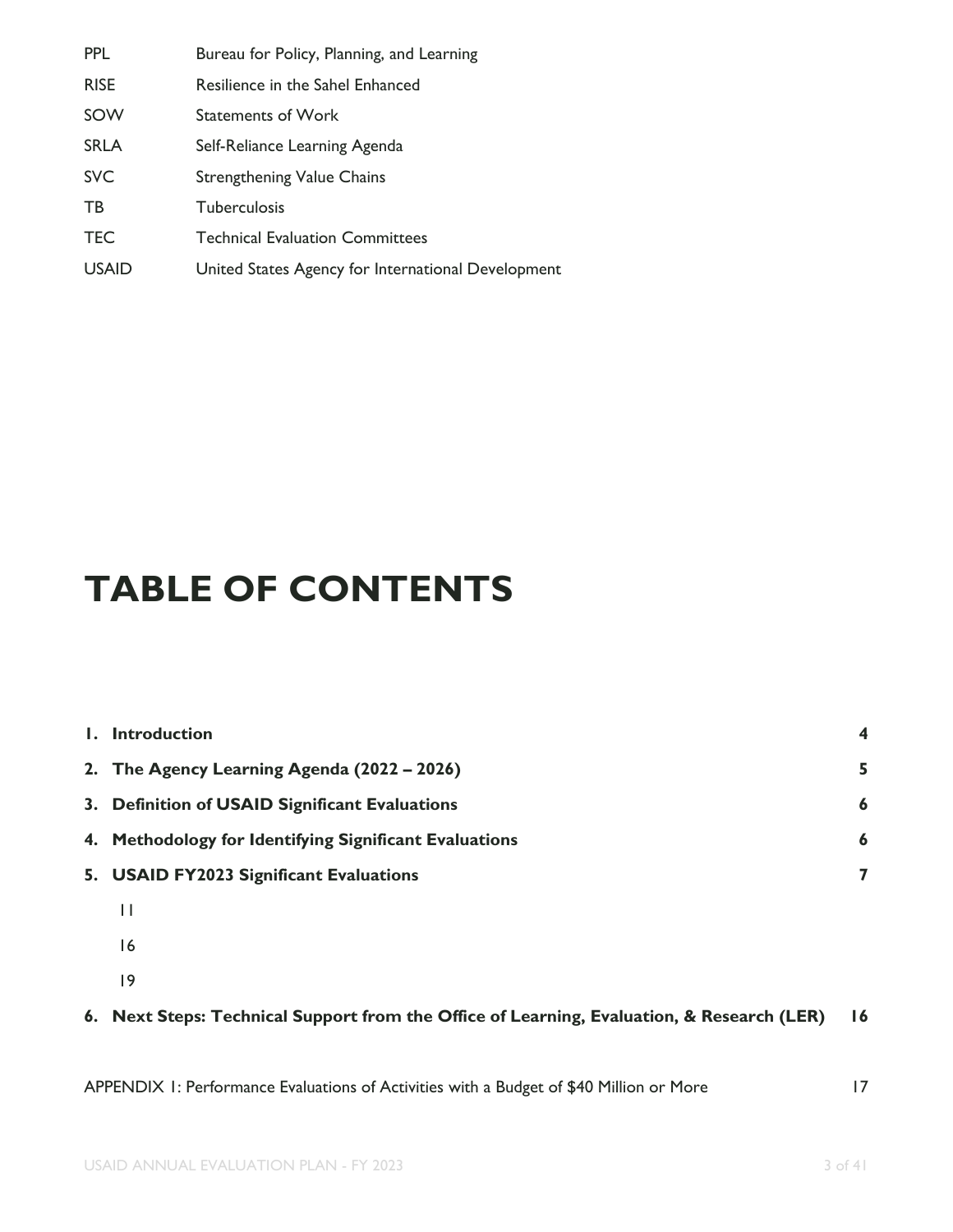| | |
|---|---|
| PPL | Bureau for Policy, Planning, and Learning |
| RISE | Resilience in the Sahel Enhanced |
| SOW | Statements of Work |
| SRLA | Self-Reliance Learning Agenda |
| SVC | Strengthening Value Chains |
| TB | Tuberculosis |
| TEC | Technical Evaluation Committees |
| USAID | United States Agency for International Development |

# TABLE OF CONTENTS

| | |
|---|---|
| **1. Introduction** | **4** |
| **2. The Agency Learning Agenda (2022 – 2026)** | **5** |
| **3. Definition of USAID Significant Evaluations** | **6** |
| **4. Methodology for Identifying Significant Evaluations** | **6** |
| **5. USAID FY2023 Significant Evaluations** | **7** |
| 11 | |
| 16 | |
| 19 | |
| **6. Next Steps: Technical Support from the Office of Learning, Evaluation, & Research (LER)** | **16** |
| APPENDIX 1: Performance Evaluations of Activities with a Budget of $40 Million or More | 17 |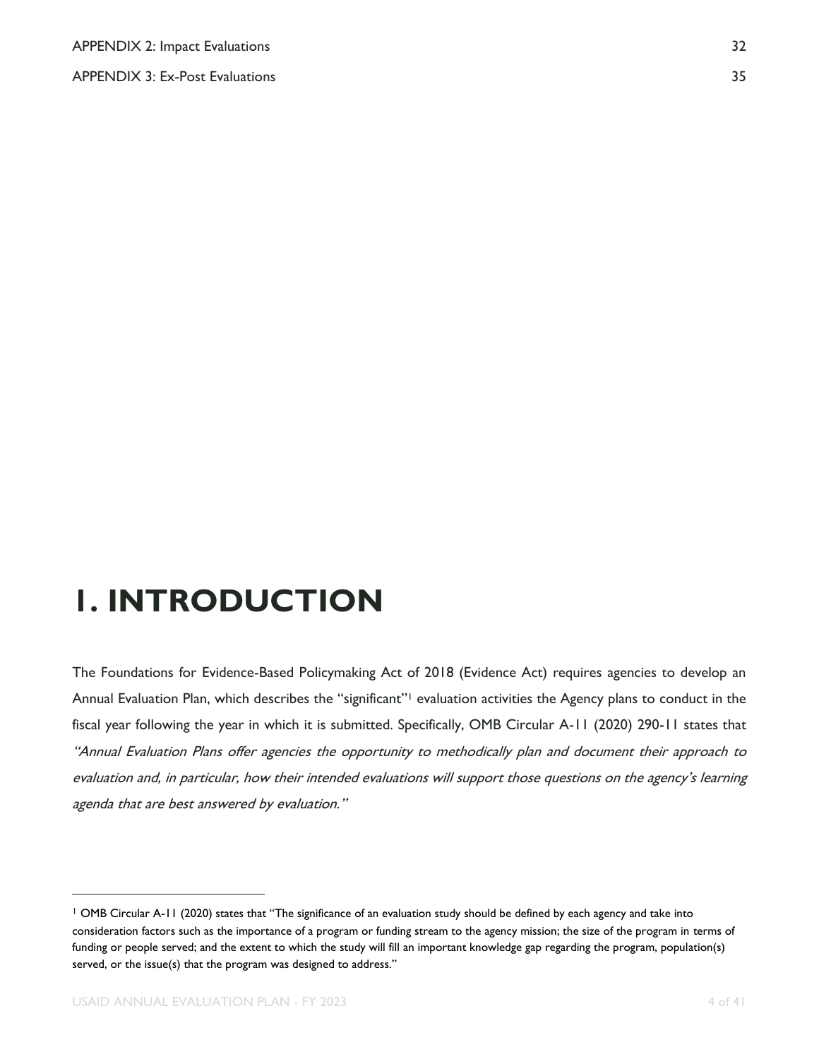APPENDIX 2: Impact Evaluations 32

APPENDIX 3: Ex-Post Evaluations 35

# 1. INTRODUCTION

The Foundations for Evidence-Based Policymaking Act of 2018 (Evidence Act) requires agencies to develop an Annual Evaluation Plan, which describes the "significant"[1] evaluation activities the Agency plans to conduct in the fiscal year following the year in which it is submitted. Specifically, OMB Circular A-11 (2020) 290-11 states that *"Annual Evaluation Plans offer agencies the opportunity to methodically plan and document their approach to evaluation and, in particular, how their intended evaluations will support those questions on the agency's learning agenda that are best answered by evaluation."*

---

[1] OMB Circular A-11 (2020) states that "The significance of an evaluation study should be defined by each agency and take into consideration factors such as the importance of a program or funding stream to the agency mission; the size of the program in terms of funding or people served; and the extent to which the study will fill an important knowledge gap regarding the program, population(s) served, or the issue(s) that the program was designed to address."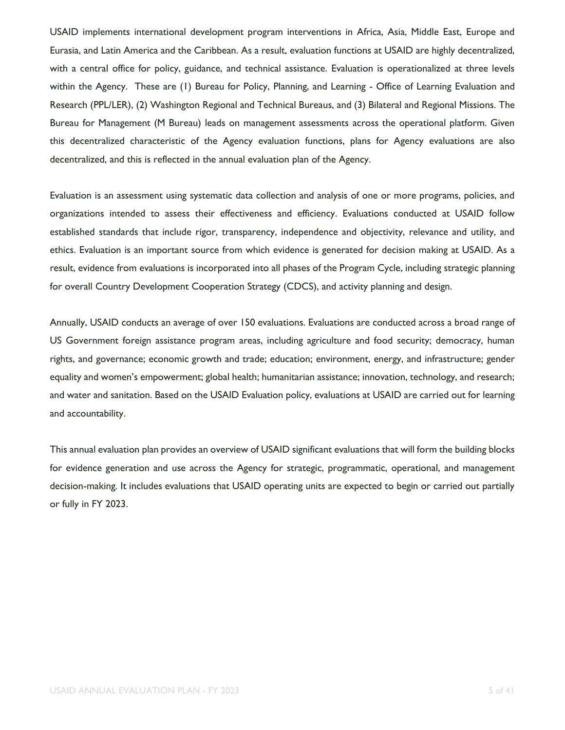USAID implements international development program interventions in Africa, Asia, Middle East, Europe and Eurasia, and Latin America and the Caribbean. As a result, evaluation functions at USAID are highly decentralized, with a central office for policy, guidance, and technical assistance. Evaluation is operationalized at three levels within the Agency. These are (1) Bureau for Policy, Planning, and Learning - Office of Learning Evaluation and Research (PPL/LER), (2) Washington Regional and Technical Bureaus, and (3) Bilateral and Regional Missions. The Bureau for Management (M Bureau) leads on management assessments across the operational platform. Given this decentralized characteristic of the Agency evaluation functions, plans for Agency evaluations are also decentralized, and this is reflected in the annual evaluation plan of the Agency.

Evaluation is an assessment using systematic data collection and analysis of one or more programs, policies, and organizations intended to assess their effectiveness and efficiency. Evaluations conducted at USAID follow established standards that include rigor, transparency, independence and objectivity, relevance and utility, and ethics. Evaluation is an important source from which evidence is generated for decision making at USAID. As a result, evidence from evaluations is incorporated into all phases of the Program Cycle, including strategic planning for overall Country Development Cooperation Strategy (CDCS), and activity planning and design.

Annually, USAID conducts an average of over 150 evaluations. Evaluations are conducted across a broad range of US Government foreign assistance program areas, including agriculture and food security; democracy, human rights, and governance; economic growth and trade; education; environment, energy, and infrastructure; gender equality and women's empowerment; global health; humanitarian assistance; innovation, technology, and research; and water and sanitation. Based on the USAID Evaluation policy, evaluations at USAID are carried out for learning and accountability.

This annual evaluation plan provides an overview of USAID significant evaluations that will form the building blocks for evidence generation and use across the Agency for strategic, programmatic, operational, and management decision-making. It includes evaluations that USAID operating units are expected to begin or carried out partially or fully in FY 2023.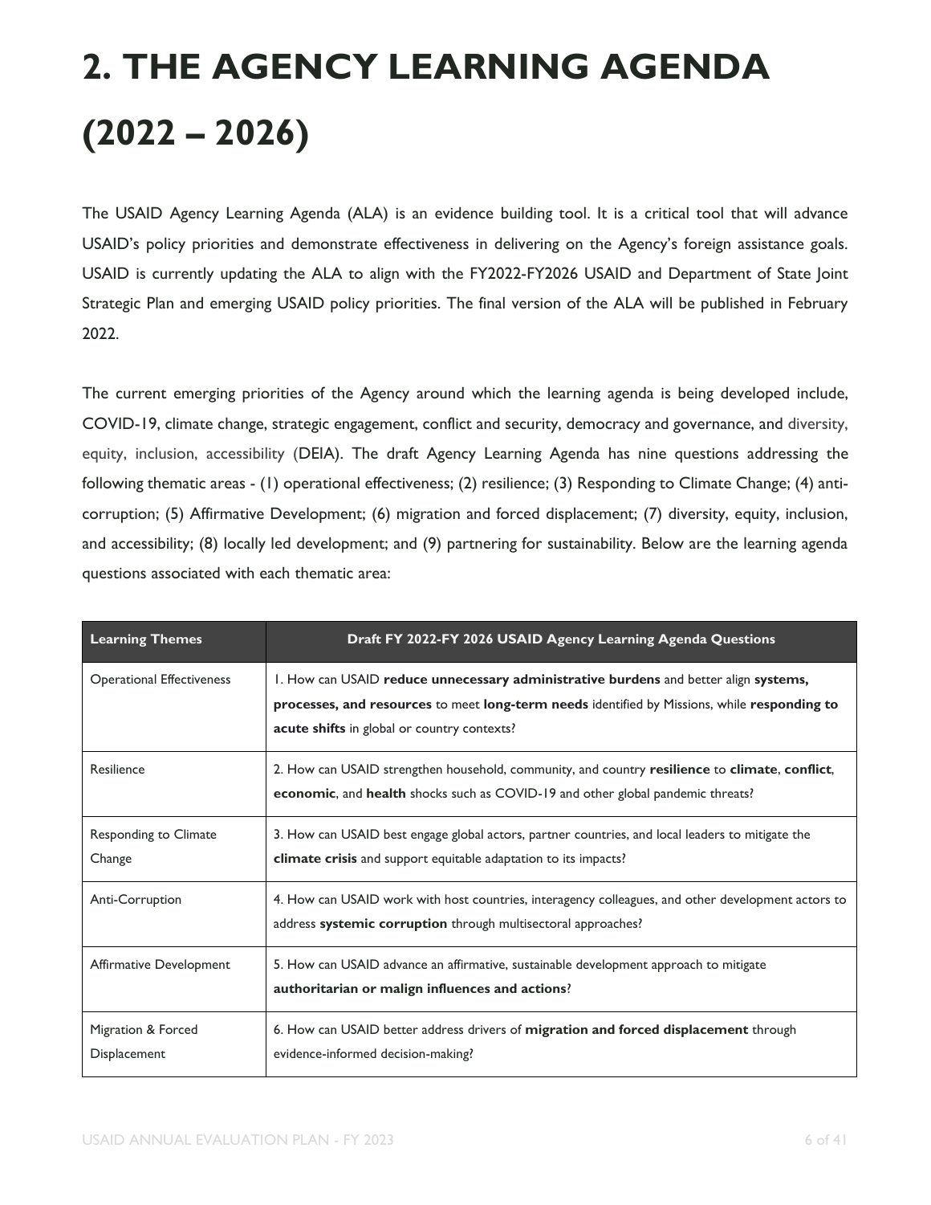# 2. THE AGENCY LEARNING AGENDA (2022 – 2026)

The USAID Agency Learning Agenda (ALA) is an evidence building tool. It is a critical tool that will advance USAID's policy priorities and demonstrate effectiveness in delivering on the Agency's foreign assistance goals. USAID is currently updating the ALA to align with the FY2022-FY2026 USAID and Department of State Joint Strategic Plan and emerging USAID policy priorities. The final version of the ALA will be published in February 2022.

The current emerging priorities of the Agency around which the learning agenda is being developed include, COVID-19, climate change, strategic engagement, conflict and security, democracy and governance, and diversity, equity, inclusion, accessibility (DEIA). The draft Agency Learning Agenda has nine questions addressing the following thematic areas - (1) operational effectiveness; (2) resilience; (3) Responding to Climate Change; (4) anti-corruption; (5) Affirmative Development; (6) migration and forced displacement; (7) diversity, equity, inclusion, and accessibility; (8) locally led development; and (9) partnering for sustainability. Below are the learning agenda questions associated with each thematic area:

| Learning Themes | Draft FY 2022-FY 2026 USAID Agency Learning Agenda Questions |
|---|---|
| Operational Effectiveness | 1. How can USAID **reduce unnecessary administrative burdens** and better align **systems, processes, and resources** to meet **long-term needs** identified by Missions, while **responding to acute shifts** in global or country contexts? |
| Resilience | 2. How can USAID strengthen household, community, and country **resilience** to **climate**, **conflict**, **economic**, and **health** shocks such as COVID-19 and other global pandemic threats? |
| Responding to Climate Change | 3. How can USAID best engage global actors, partner countries, and local leaders to mitigate the **climate crisis** and support equitable adaptation to its impacts? |
| Anti-Corruption | 4. How can USAID work with host countries, interagency colleagues, and other development actors to address **systemic corruption** through multisectoral approaches? |
| Affirmative Development | 5. How can USAID advance an affirmative, sustainable development approach to mitigate **authoritarian or malign influences and actions**? |
| Migration & Forced Displacement | 6. How can USAID better address drivers of **migration and forced displacement** through evidence-informed decision-making? |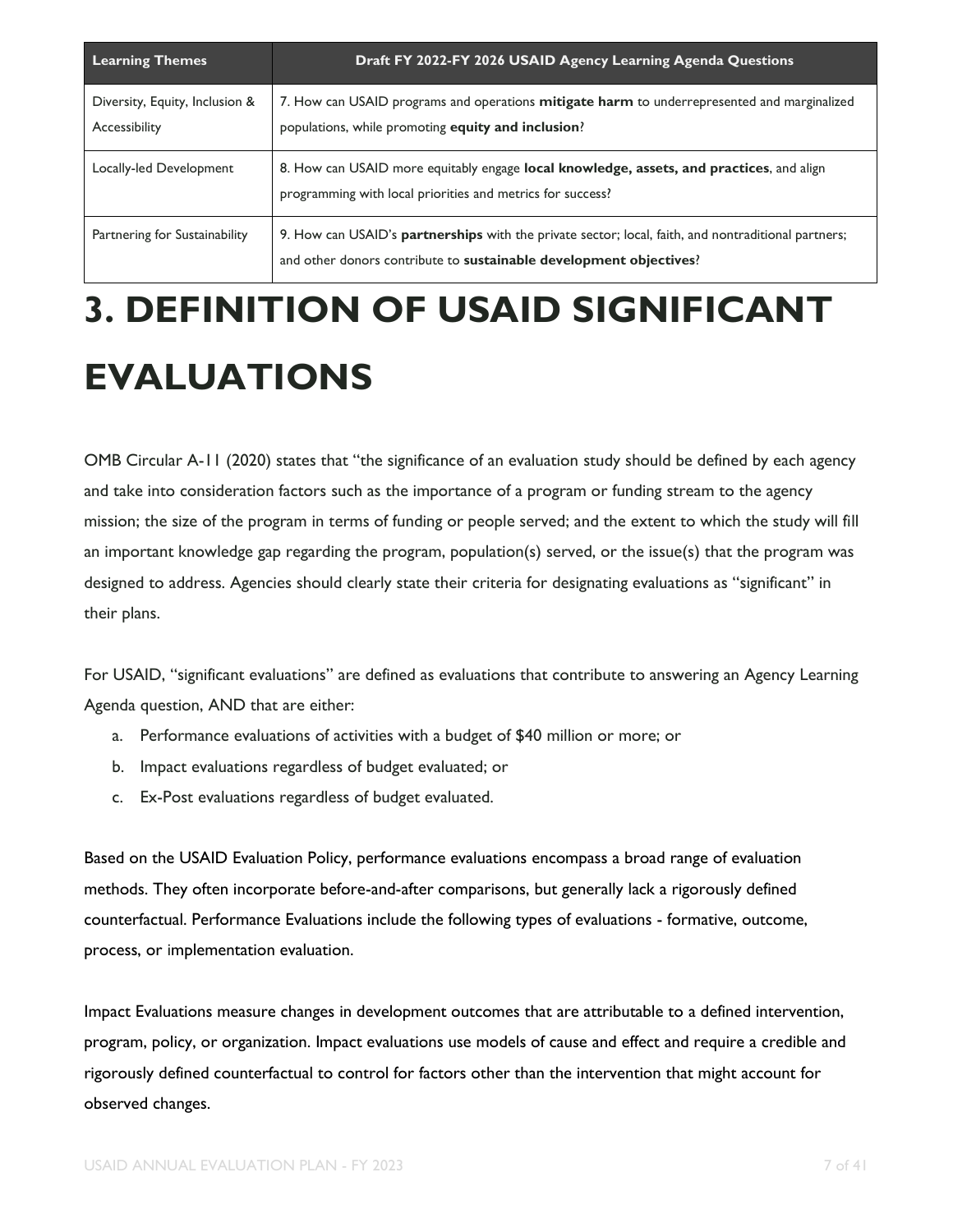| Learning Themes | Draft FY 2022-FY 2026 USAID Agency Learning Agenda Questions |
|---|---|
| Diversity, Equity, Inclusion & Accessibility | 7. How can USAID programs and operations **mitigate harm** to underrepresented and marginalized populations, while promoting **equity and inclusion**? |
| Locally-led Development | 8. How can USAID more equitably engage **local knowledge, assets, and practices**, and align programming with local priorities and metrics for success? |
| Partnering for Sustainability | 9. How can USAID's **partnerships** with the private sector; local, faith, and nontraditional partners; and other donors contribute to **sustainable development objectives**? |

# 3. DEFINITION OF USAID SIGNIFICANT EVALUATIONS

OMB Circular A-11 (2020) states that "the significance of an evaluation study should be defined by each agency and take into consideration factors such as the importance of a program or funding stream to the agency mission; the size of the program in terms of funding or people served; and the extent to which the study will fill an important knowledge gap regarding the program, population(s) served, or the issue(s) that the program was designed to address. Agencies should clearly state their criteria for designating evaluations as "significant" in their plans.

For USAID, "significant evaluations" are defined as evaluations that contribute to answering an Agency Learning Agenda question, AND that are either:

a. Performance evaluations of activities with a budget of $40 million or more; or
b. Impact evaluations regardless of budget evaluated; or
c. Ex-Post evaluations regardless of budget evaluated.

Based on the USAID Evaluation Policy, performance evaluations encompass a broad range of evaluation methods. They often incorporate before-and-after comparisons, but generally lack a rigorously defined counterfactual. Performance Evaluations include the following types of evaluations - formative, outcome, process, or implementation evaluation.

Impact Evaluations measure changes in development outcomes that are attributable to a defined intervention, program, policy, or organization. Impact evaluations use models of cause and effect and require a credible and rigorously defined counterfactual to control for factors other than the intervention that might account for observed changes.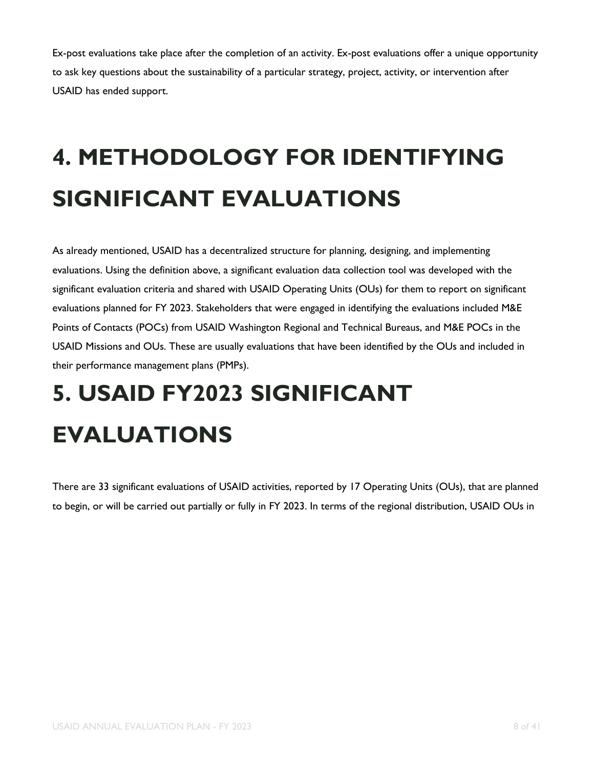Ex-post evaluations take place after the completion of an activity. Ex-post evaluations offer a unique opportunity to ask key questions about the sustainability of a particular strategy, project, activity, or intervention after USAID has ended support.

# 4. METHODOLOGY FOR IDENTIFYING SIGNIFICANT EVALUATIONS

As already mentioned, USAID has a decentralized structure for planning, designing, and implementing evaluations. Using the definition above, a significant evaluation data collection tool was developed with the significant evaluation criteria and shared with USAID Operating Units (OUs) for them to report on significant evaluations planned for FY 2023. Stakeholders that were engaged in identifying the evaluations included M&E Points of Contacts (POCs) from USAID Washington Regional and Technical Bureaus, and M&E POCs in the USAID Missions and OUs. These are usually evaluations that have been identified by the OUs and included in their performance management plans (PMPs).

# 5. USAID FY2023 SIGNIFICANT EVALUATIONS

There are 33 significant evaluations of USAID activities, reported by 17 Operating Units (OUs), that are planned to begin, or will be carried out partially or fully in FY 2023. In terms of the regional distribution, USAID OUs in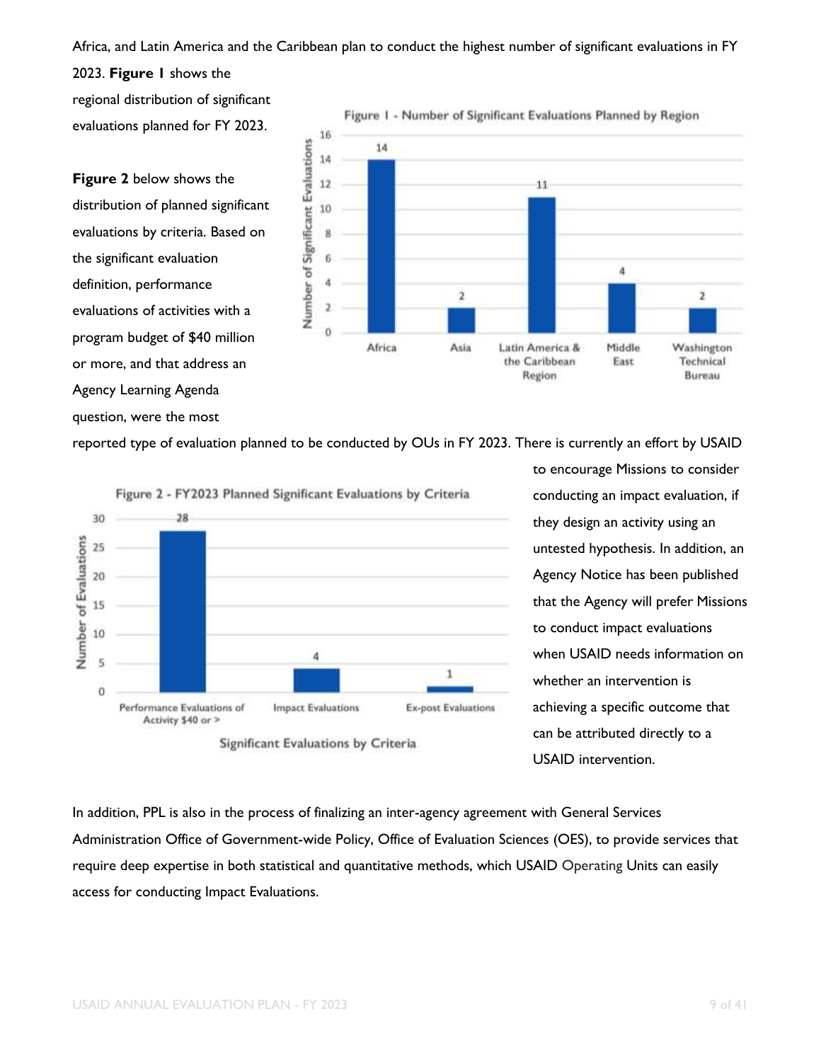Africa, and Latin America and the Caribbean plan to conduct the highest number of significant evaluations in FY 2023. **Figure 1** shows the regional distribution of significant evaluations planned for FY 2023.

Figure 1 - Number of Significant Evaluations Planned by Region

| Region | Number of Significant Evaluations |
| --- | --- |
| Africa | 14 |
| Asia | 2 |
| Latin America & the Caribbean Region | 11 |
| Middle East | 4 |
| Washington Technical Bureau | 2 |

**Figure 2** below shows the distribution of planned significant evaluations by criteria. Based on the significant evaluation definition, performance evaluations of activities with a program budget of $40 million or more, and that address an Agency Learning Agenda question, were the most reported type of evaluation planned to be conducted by OUs in FY 2023. There is currently an effort by USAID to encourage Missions to consider conducting an impact evaluation, if they design an activity using an untested hypothesis. In addition, an Agency Notice has been published that the Agency will prefer Missions to conduct impact evaluations when USAID needs information on whether an intervention is achieving a specific outcome that can be attributed directly to a USAID intervention.

Figure 2 - FY2023 Planned Significant Evaluations by Criteria

| Significant Evaluations by Criteria | Number of Evaluations |
| --- | --- |
| Performance Evaluations of Activity $40 or > | 28 |
| Impact Evaluations | 4 |
| Ex-post Evaluations | 1 |

In addition, PPL is also in the process of finalizing an inter-agency agreement with General Services Administration Office of Government-wide Policy, Office of Evaluation Sciences (OES), to provide services that require deep expertise in both statistical and quantitative methods, which USAID Operating Units can easily access for conducting Impact Evaluations.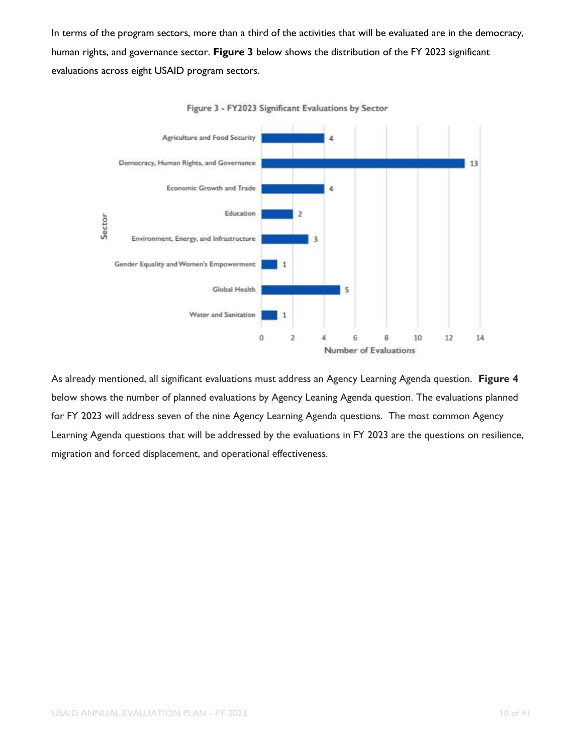In terms of the program sectors, more than a third of the activities that will be evaluated are in the democracy, human rights, and governance sector. **Figure 3** below shows the distribution of the FY 2023 significant evaluations across eight USAID program sectors.

Figure 3 - FY2023 Significant Evaluations by Sector

| Sector | Number of Evaluations |
| --- | --- |
| Agriculture and Food Security | 4 |
| Democracy, Human Rights, and Governance | 13 |
| Economic Growth and Trade | 4 |
| Education | 2 |
| Environment, Energy, and Infrastructure | 3 |
| Gender Equality and Women's Empowerment | 1 |
| Global Health | 5 |
| Water and Sanitation | 1 |

As already mentioned, all significant evaluations must address an Agency Learning Agenda question. **Figure 4** below shows the number of planned evaluations by Agency Leaning Agenda question. The evaluations planned for FY 2023 will address seven of the nine Agency Learning Agenda questions. The most common Agency Learning Agenda questions that will be addressed by the evaluations in FY 2023 are the questions on resilience, migration and forced displacement, and operational effectiveness.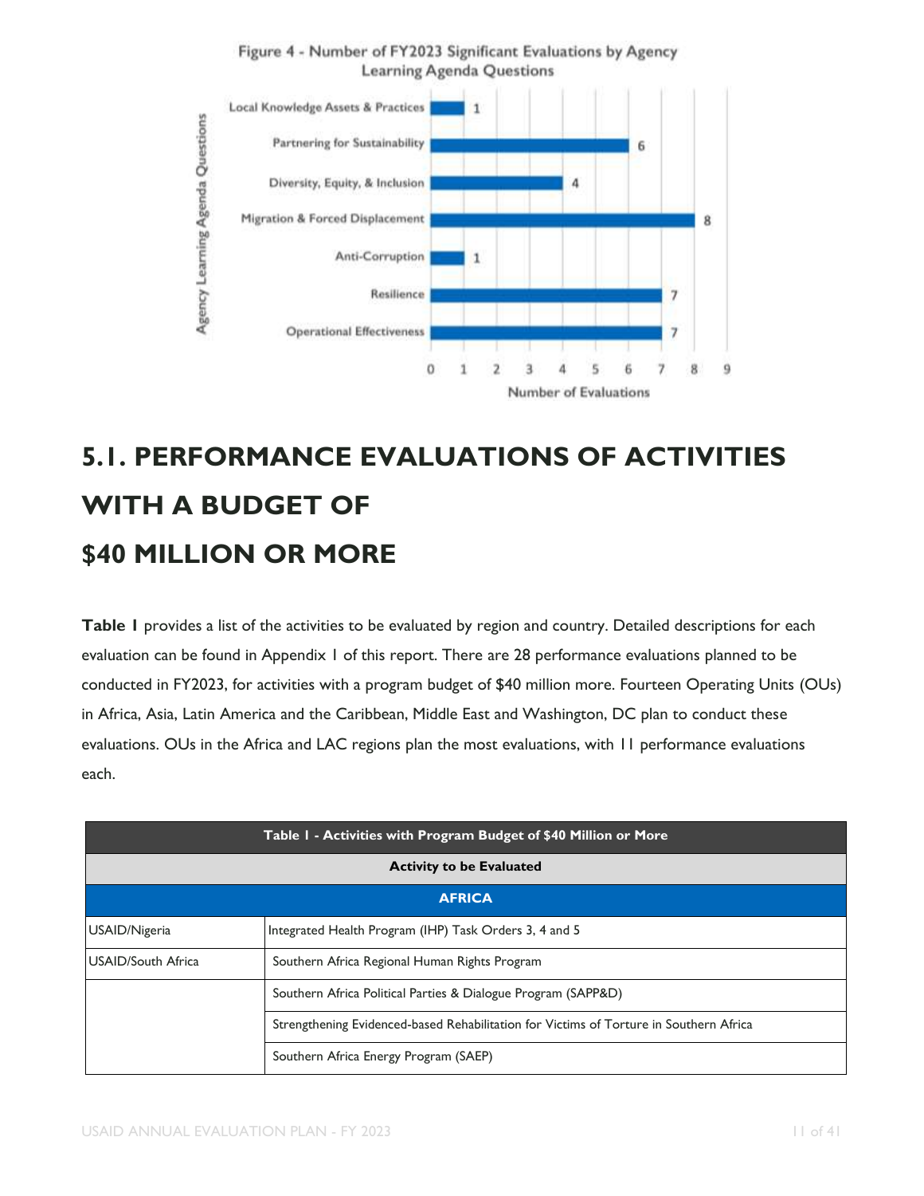Figure 4 - Number of FY2023 Significant Evaluations by Agency Learning Agenda Questions

| Agency Learning Agenda Questions | Number of Evaluations |
|---|---|
| Local Knowledge Assets & Practices | 1 |
| Partnering for Sustainability | 6 |
| Diversity, Equity, & Inclusion | 4 |
| Migration & Forced Displacement | 8 |
| Anti-Corruption | 1 |
| Resilience | 7 |
| Operational Effectiveness | 7 |

# 5.1. PERFORMANCE EVALUATIONS OF ACTIVITIES WITH A BUDGET OF $40 MILLION OR MORE

**Table 1** provides a list of the activities to be evaluated by region and country. Detailed descriptions for each evaluation can be found in Appendix 1 of this report. There are 28 performance evaluations planned to be conducted in FY2023, for activities with a program budget of $40 million more. Fourteen Operating Units (OUs) in Africa, Asia, Latin America and the Caribbean, Middle East and Washington, DC plan to conduct these evaluations. OUs in the Africa and LAC regions plan the most evaluations, with 11 performance evaluations each.

| Table 1 - Activities with Program Budget of $40 Million or More | |
|---|---|
| **Activity to be Evaluated** | |
| **AFRICA** | |
| USAID/Nigeria | Integrated Health Program (IHP) Task Orders 3, 4 and 5 |
| USAID/South Africa | Southern Africa Regional Human Rights Program |
| | Southern Africa Political Parties & Dialogue Program (SAPP&D) |
| | Strengthening Evidenced-based Rehabilitation for Victims of Torture in Southern Africa |
| | Southern Africa Energy Program (SAEP) |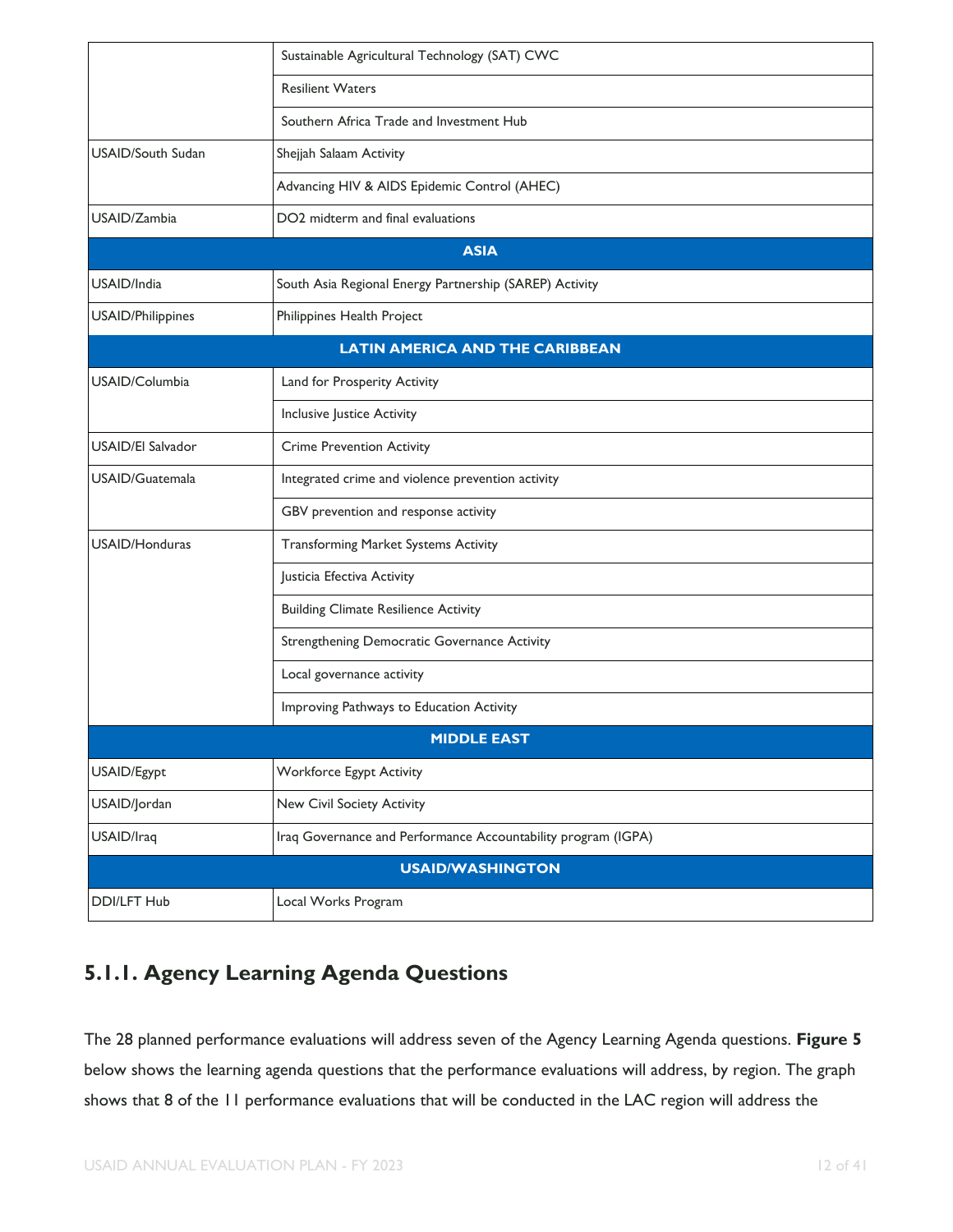| | |
|---|---|
| | Sustainable Agricultural Technology (SAT) CWC |
| | Resilient Waters |
| | Southern Africa Trade and Investment Hub |
| USAID/South Sudan | Shejjah Salaam Activity |
| | Advancing HIV & AIDS Epidemic Control (AHEC) |
| USAID/Zambia | DO2 midterm and final evaluations |
| **ASIA** | |
| USAID/India | South Asia Regional Energy Partnership (SAREP) Activity |
| USAID/Philippines | Philippines Health Project |
| **LATIN AMERICA AND THE CARIBBEAN** | |
| USAID/Columbia | Land for Prosperity Activity |
| | Inclusive Justice Activity |
| USAID/El Salvador | Crime Prevention Activity |
| USAID/Guatemala | Integrated crime and violence prevention activity |
| | GBV prevention and response activity |
| USAID/Honduras | Transforming Market Systems Activity |
| | Justicia Efectiva Activity |
| | Building Climate Resilience Activity |
| | Strengthening Democratic Governance Activity |
| | Local governance activity |
| | Improving Pathways to Education Activity |
| **MIDDLE EAST** | |
| USAID/Egypt | Workforce Egypt Activity |
| USAID/Jordan | New Civil Society Activity |
| USAID/Iraq | Iraq Governance and Performance Accountability program (IGPA) |
| **USAID/WASHINGTON** | |
| DDI/LFT Hub | Local Works Program |

## 5.1.1. Agency Learning Agenda Questions

The 28 planned performance evaluations will address seven of the Agency Learning Agenda questions. **Figure 5** below shows the learning agenda questions that the performance evaluations will address, by region. The graph shows that 8 of the 11 performance evaluations that will be conducted in the LAC region will address the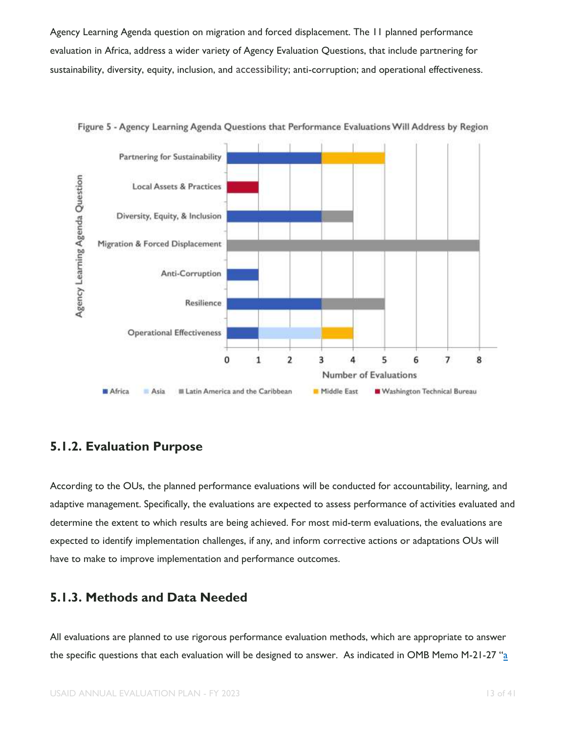Agency Learning Agenda question on migration and forced displacement. The 11 planned performance evaluation in Africa, address a wider variety of Agency Evaluation Questions, that include partnering for sustainability, diversity, equity, inclusion, and accessibility; anti-corruption; and operational effectiveness.

Figure 5 - Agency Learning Agenda Questions that Performance Evaluations Will Address by Region

## 5.1.2. Evaluation Purpose

According to the OUs, the planned performance evaluations will be conducted for accountability, learning, and adaptive management. Specifically, the evaluations are expected to assess performance of activities evaluated and determine the extent to which results are being achieved. For most mid-term evaluations, the evaluations are expected to identify implementation challenges, if any, and inform corrective actions or adaptations OUs will have to make to improve implementation and performance outcomes.

## 5.1.3. Methods and Data Needed

All evaluations are planned to use rigorous performance evaluation methods, which are appropriate to answer the specific questions that each evaluation will be designed to answer. As indicated in OMB Memo M-21-27 "a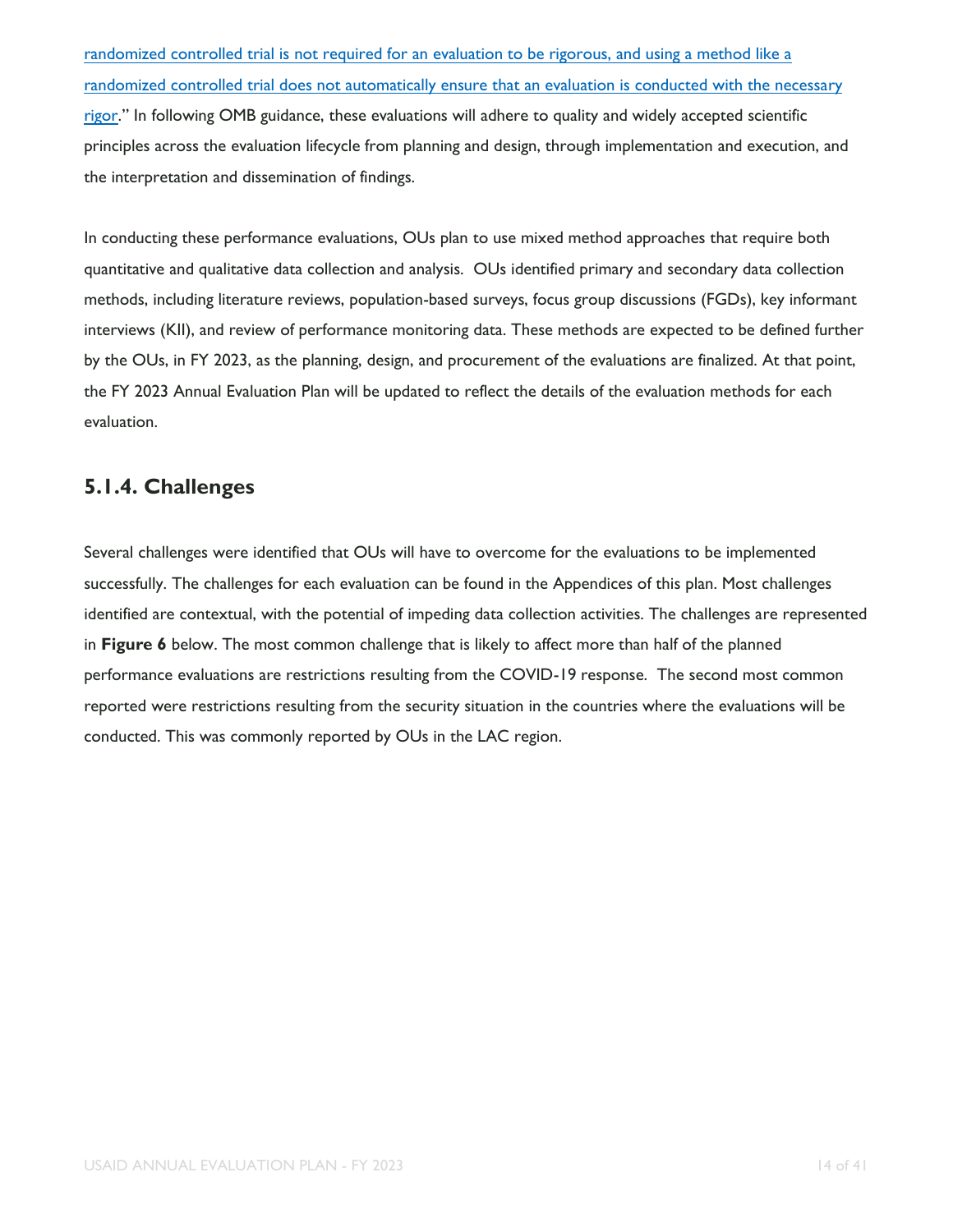randomized controlled trial is not required for an evaluation to be rigorous, and using a method like a randomized controlled trial does not automatically ensure that an evaluation is conducted with the necessary rigor." In following OMB guidance, these evaluations will adhere to quality and widely accepted scientific principles across the evaluation lifecycle from planning and design, through implementation and execution, and the interpretation and dissemination of findings.

In conducting these performance evaluations, OUs plan to use mixed method approaches that require both quantitative and qualitative data collection and analysis. OUs identified primary and secondary data collection methods, including literature reviews, population-based surveys, focus group discussions (FGDs), key informant interviews (KII), and review of performance monitoring data. These methods are expected to be defined further by the OUs, in FY 2023, as the planning, design, and procurement of the evaluations are finalized. At that point, the FY 2023 Annual Evaluation Plan will be updated to reflect the details of the evaluation methods for each evaluation.

### 5.1.4. Challenges

Several challenges were identified that OUs will have to overcome for the evaluations to be implemented successfully. The challenges for each evaluation can be found in the Appendices of this plan. Most challenges identified are contextual, with the potential of impeding data collection activities. The challenges are represented in **Figure 6** below. The most common challenge that is likely to affect more than half of the planned performance evaluations are restrictions resulting from the COVID-19 response. The second most common reported were restrictions resulting from the security situation in the countries where the evaluations will be conducted. This was commonly reported by OUs in the LAC region.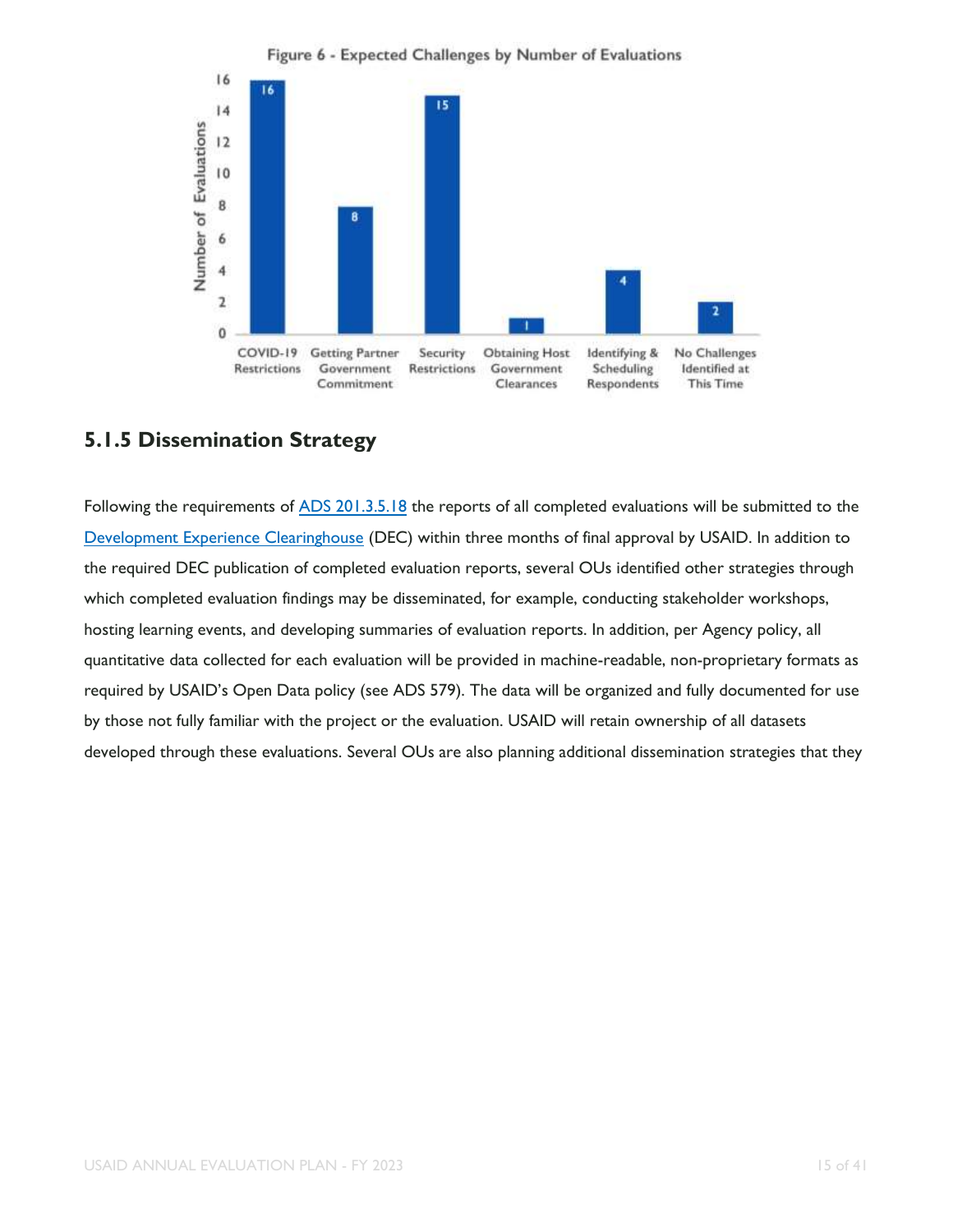Figure 6 - Expected Challenges by Number of Evaluations

| Challenge | Number of Evaluations |
| --- | --- |
| COVID-19 Restrictions | 16 |
| Getting Partner Government Commitment | 8 |
| Security Restrictions | 15 |
| Obtaining Host Government Clearances | 1 |
| Identifying & Scheduling Respondents | 4 |
| No Challenges Identified at This Time | 2 |

### 5.1.5 Dissemination Strategy

Following the requirements of ADS 201.3.5.18 the reports of all completed evaluations will be submitted to the Development Experience Clearinghouse (DEC) within three months of final approval by USAID. In addition to the required DEC publication of completed evaluation reports, several OUs identified other strategies through which completed evaluation findings may be disseminated, for example, conducting stakeholder workshops, hosting learning events, and developing summaries of evaluation reports. In addition, per Agency policy, all quantitative data collected for each evaluation will be provided in machine-readable, non-proprietary formats as required by USAID's Open Data policy (see ADS 579). The data will be organized and fully documented for use by those not fully familiar with the project or the evaluation. USAID will retain ownership of all datasets developed through these evaluations. Several OUs are also planning additional dissemination strategies that they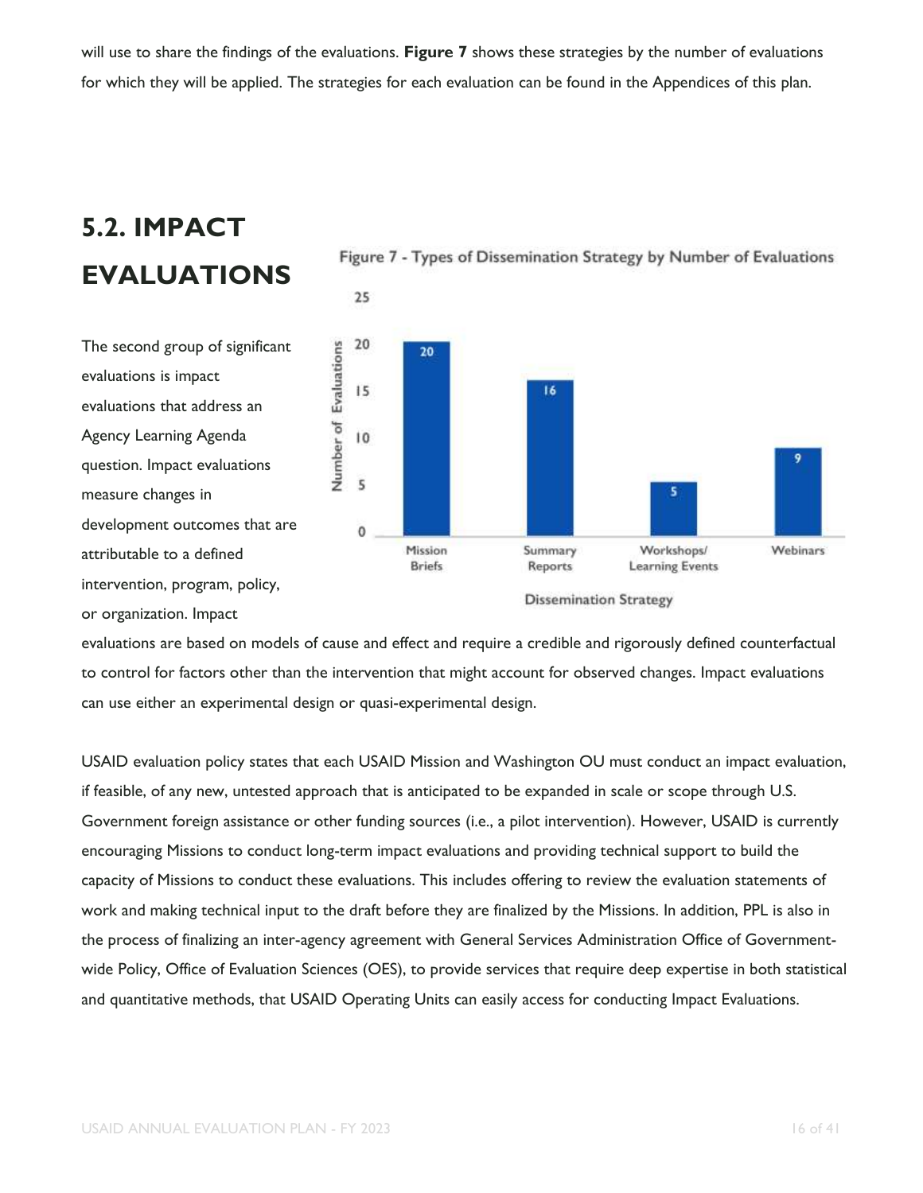will use to share the findings of the evaluations. **Figure 7** shows these strategies by the number of evaluations for which they will be applied. The strategies for each evaluation can be found in the Appendices of this plan.

## 5.2. IMPACT EVALUATIONS

Figure 7 - Types of Dissemination Strategy by Number of Evaluations

| Dissemination Strategy | Number of Evaluations |
|---|---|
| Mission Briefs | 20 |
| Summary Reports | 16 |
| Workshops/ Learning Events | 5 |
| Webinars | 9 |

The second group of significant evaluations is impact evaluations that address an Agency Learning Agenda question. Impact evaluations measure changes in development outcomes that are attributable to a defined intervention, program, policy, or organization. Impact evaluations are based on models of cause and effect and require a credible and rigorously defined counterfactual to control for factors other than the intervention that might account for observed changes. Impact evaluations can use either an experimental design or quasi-experimental design.

USAID evaluation policy states that each USAID Mission and Washington OU must conduct an impact evaluation, if feasible, of any new, untested approach that is anticipated to be expanded in scale or scope through U.S. Government foreign assistance or other funding sources (i.e., a pilot intervention). However, USAID is currently encouraging Missions to conduct long-term impact evaluations and providing technical support to build the capacity of Missions to conduct these evaluations. This includes offering to review the evaluation statements of work and making technical input to the draft before they are finalized by the Missions. In addition, PPL is also in the process of finalizing an inter-agency agreement with General Services Administration Office of Government-wide Policy, Office of Evaluation Sciences (OES), to provide services that require deep expertise in both statistical and quantitative methods, that USAID Operating Units can easily access for conducting Impact Evaluations.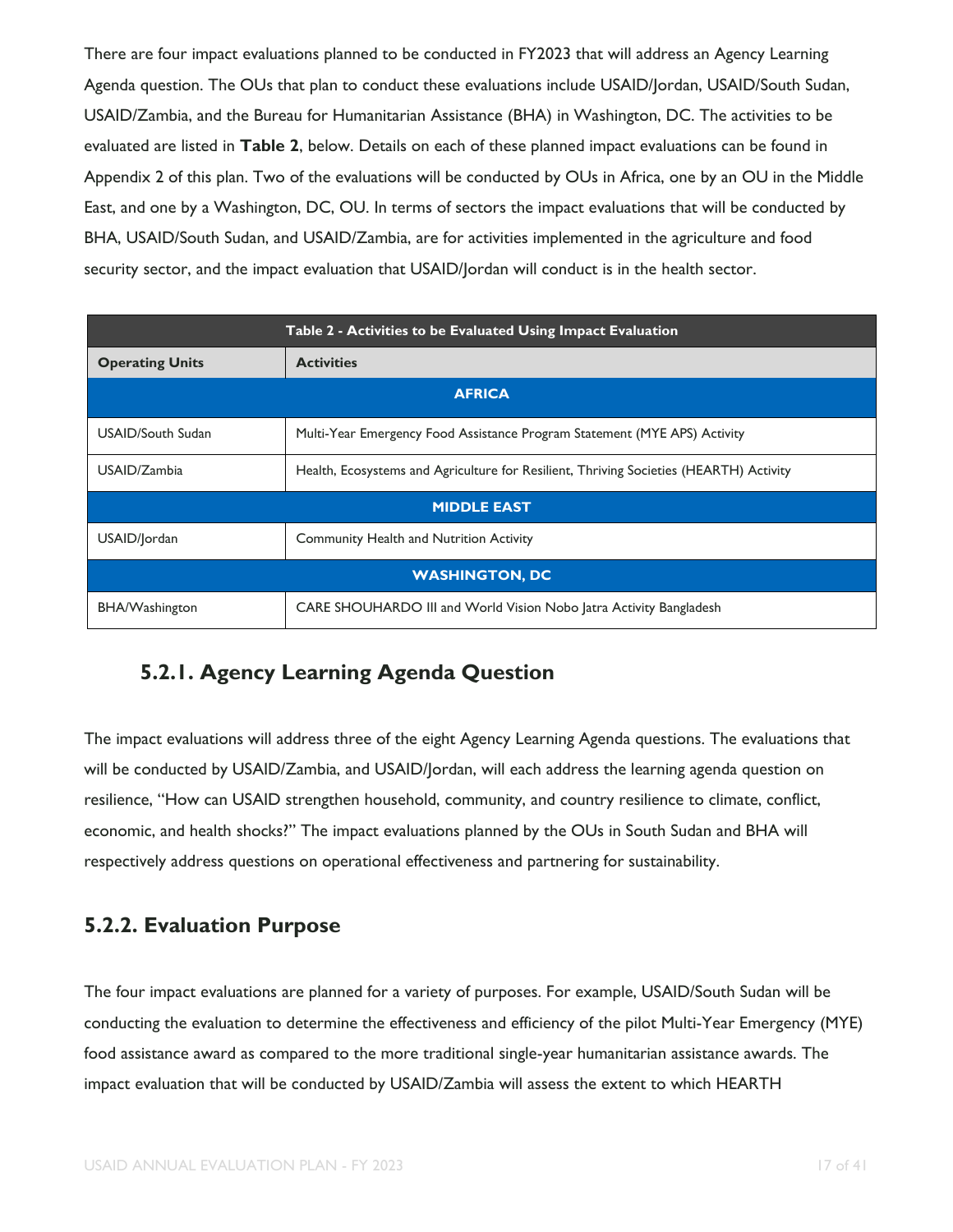There are four impact evaluations planned to be conducted in FY2023 that will address an Agency Learning Agenda question. The OUs that plan to conduct these evaluations include USAID/Jordan, USAID/South Sudan, USAID/Zambia, and the Bureau for Humanitarian Assistance (BHA) in Washington, DC. The activities to be evaluated are listed in **Table 2**, below. Details on each of these planned impact evaluations can be found in Appendix 2 of this plan. Two of the evaluations will be conducted by OUs in Africa, one by an OU in the Middle East, and one by a Washington, DC, OU. In terms of sectors the impact evaluations that will be conducted by BHA, USAID/South Sudan, and USAID/Zambia, are for activities implemented in the agriculture and food security sector, and the impact evaluation that USAID/Jordan will conduct is in the health sector.

| Table 2 - Activities to be Evaluated Using Impact Evaluation | |
|---|---|
| **Operating Units** | **Activities** |
| **AFRICA** | |
| USAID/South Sudan | Multi-Year Emergency Food Assistance Program Statement (MYE APS) Activity |
| USAID/Zambia | Health, Ecosystems and Agriculture for Resilient, Thriving Societies (HEARTH) Activity |
| **MIDDLE EAST** | |
| USAID/Jordan | Community Health and Nutrition Activity |
| **WASHINGTON, DC** | |
| BHA/Washington | CARE SHOUHARDO III and World Vision Nobo Jatra Activity Bangladesh |

### 5.2.1. Agency Learning Agenda Question

The impact evaluations will address three of the eight Agency Learning Agenda questions. The evaluations that will be conducted by USAID/Zambia, and USAID/Jordan, will each address the learning agenda question on resilience, "How can USAID strengthen household, community, and country resilience to climate, conflict, economic, and health shocks?" The impact evaluations planned by the OUs in South Sudan and BHA will respectively address questions on operational effectiveness and partnering for sustainability.

### 5.2.2. Evaluation Purpose

The four impact evaluations are planned for a variety of purposes. For example, USAID/South Sudan will be conducting the evaluation to determine the effectiveness and efficiency of the pilot Multi-Year Emergency (MYE) food assistance award as compared to the more traditional single-year humanitarian assistance awards. The impact evaluation that will be conducted by USAID/Zambia will assess the extent to which HEARTH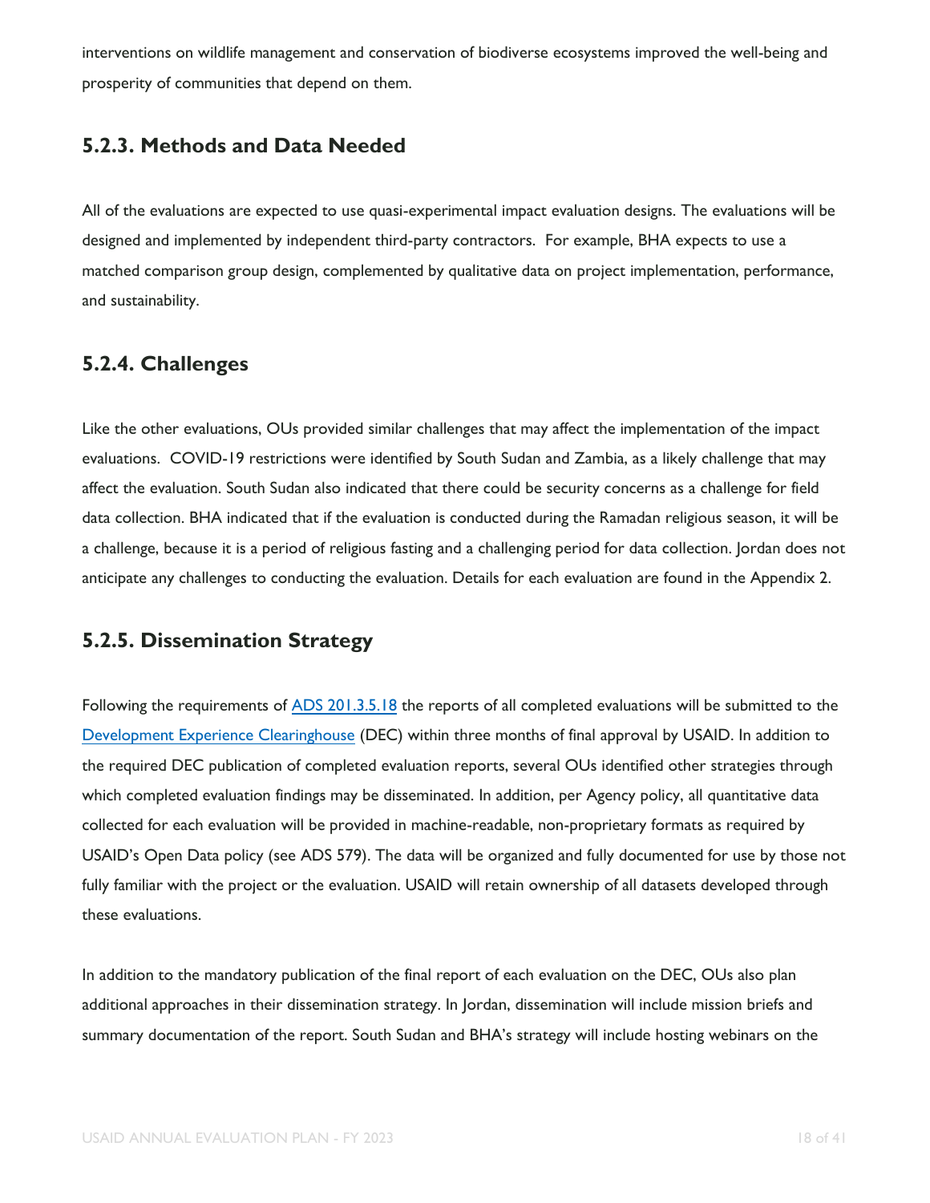interventions on wildlife management and conservation of biodiverse ecosystems improved the well-being and prosperity of communities that depend on them.

### 5.2.3. Methods and Data Needed

All of the evaluations are expected to use quasi-experimental impact evaluation designs. The evaluations will be designed and implemented by independent third-party contractors. For example, BHA expects to use a matched comparison group design, complemented by qualitative data on project implementation, performance, and sustainability.

### 5.2.4. Challenges

Like the other evaluations, OUs provided similar challenges that may affect the implementation of the impact evaluations. COVID-19 restrictions were identified by South Sudan and Zambia, as a likely challenge that may affect the evaluation. South Sudan also indicated that there could be security concerns as a challenge for field data collection. BHA indicated that if the evaluation is conducted during the Ramadan religious season, it will be a challenge, because it is a period of religious fasting and a challenging period for data collection. Jordan does not anticipate any challenges to conducting the evaluation. Details for each evaluation are found in the Appendix 2.

### 5.2.5. Dissemination Strategy

Following the requirements of [ADS 201.3.5.18](ADS 201.3.5.18) the reports of all completed evaluations will be submitted to the [Development Experience Clearinghouse](Development Experience Clearinghouse) (DEC) within three months of final approval by USAID. In addition to the required DEC publication of completed evaluation reports, several OUs identified other strategies through which completed evaluation findings may be disseminated. In addition, per Agency policy, all quantitative data collected for each evaluation will be provided in machine-readable, non-proprietary formats as required by USAID's Open Data policy (see ADS 579). The data will be organized and fully documented for use by those not fully familiar with the project or the evaluation. USAID will retain ownership of all datasets developed through these evaluations.

In addition to the mandatory publication of the final report of each evaluation on the DEC, OUs also plan additional approaches in their dissemination strategy. In Jordan, dissemination will include mission briefs and summary documentation of the report. South Sudan and BHA's strategy will include hosting webinars on the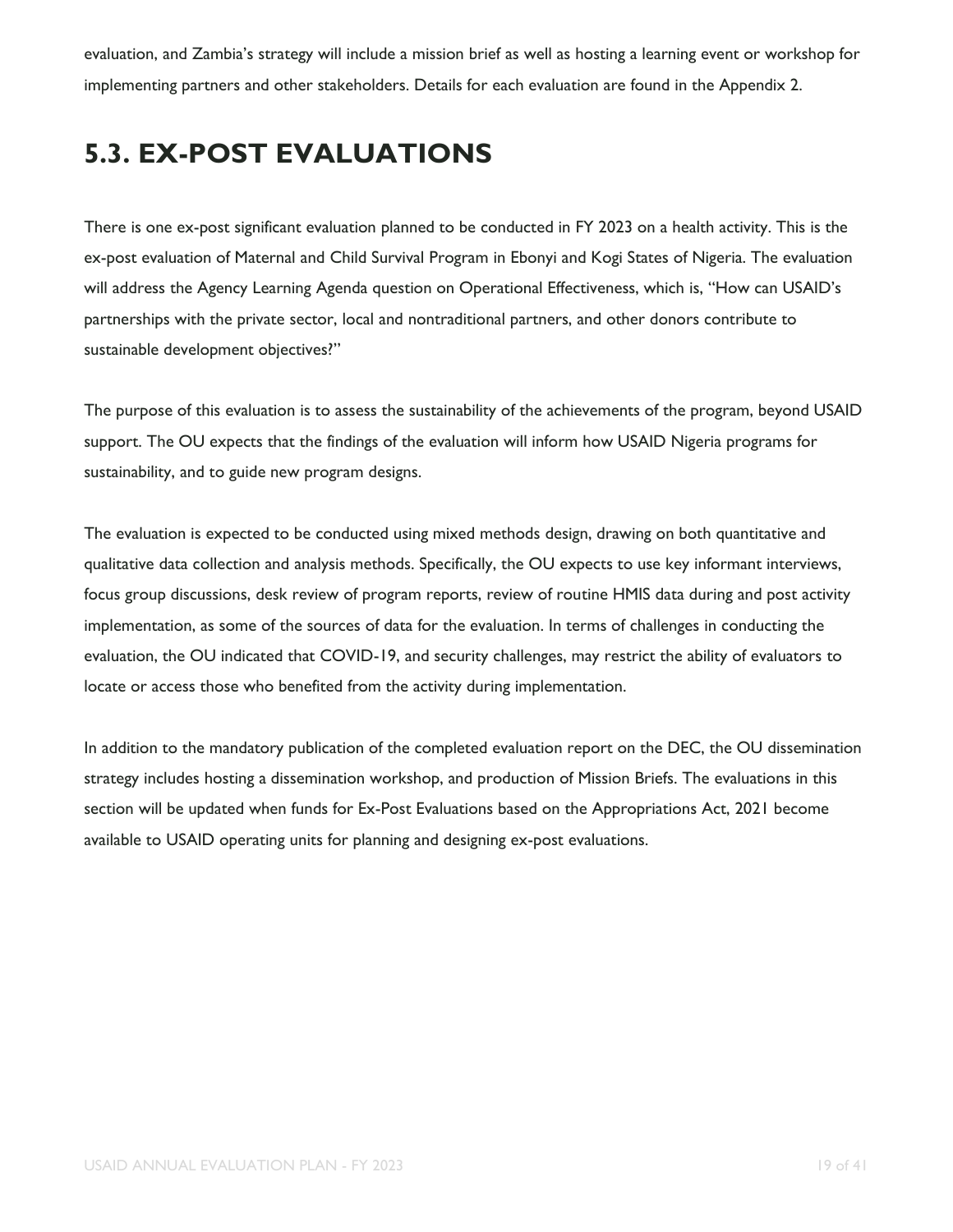evaluation, and Zambia's strategy will include a mission brief as well as hosting a learning event or workshop for implementing partners and other stakeholders. Details for each evaluation are found in the Appendix 2.

## 5.3. EX-POST EVALUATIONS

There is one ex-post significant evaluation planned to be conducted in FY 2023 on a health activity. This is the ex-post evaluation of Maternal and Child Survival Program in Ebonyi and Kogi States of Nigeria. The evaluation will address the Agency Learning Agenda question on Operational Effectiveness, which is, "How can USAID's partnerships with the private sector, local and nontraditional partners, and other donors contribute to sustainable development objectives?"

The purpose of this evaluation is to assess the sustainability of the achievements of the program, beyond USAID support. The OU expects that the findings of the evaluation will inform how USAID Nigeria programs for sustainability, and to guide new program designs.

The evaluation is expected to be conducted using mixed methods design, drawing on both quantitative and qualitative data collection and analysis methods. Specifically, the OU expects to use key informant interviews, focus group discussions, desk review of program reports, review of routine HMIS data during and post activity implementation, as some of the sources of data for the evaluation. In terms of challenges in conducting the evaluation, the OU indicated that COVID-19, and security challenges, may restrict the ability of evaluators to locate or access those who benefited from the activity during implementation.

In addition to the mandatory publication of the completed evaluation report on the DEC, the OU dissemination strategy includes hosting a dissemination workshop, and production of Mission Briefs. The evaluations in this section will be updated when funds for Ex-Post Evaluations based on the Appropriations Act, 2021 become available to USAID operating units for planning and designing ex-post evaluations.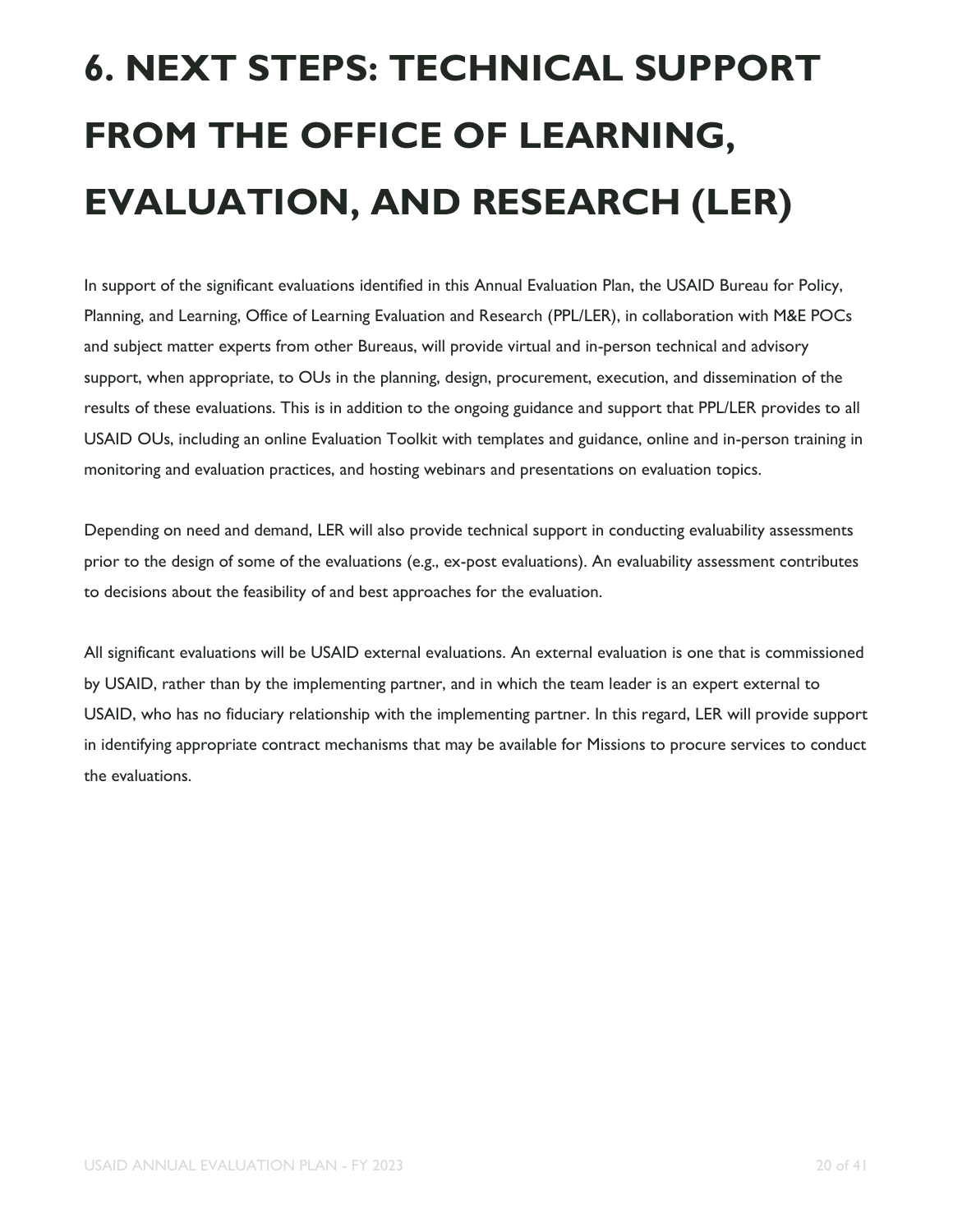# 6. NEXT STEPS: TECHNICAL SUPPORT FROM THE OFFICE OF LEARNING, EVALUATION, AND RESEARCH (LER)

In support of the significant evaluations identified in this Annual Evaluation Plan, the USAID Bureau for Policy, Planning, and Learning, Office of Learning Evaluation and Research (PPL/LER), in collaboration with M&E POCs and subject matter experts from other Bureaus, will provide virtual and in-person technical and advisory support, when appropriate, to OUs in the planning, design, procurement, execution, and dissemination of the results of these evaluations. This is in addition to the ongoing guidance and support that PPL/LER provides to all USAID OUs, including an online Evaluation Toolkit with templates and guidance, online and in-person training in monitoring and evaluation practices, and hosting webinars and presentations on evaluation topics.

Depending on need and demand, LER will also provide technical support in conducting evaluability assessments prior to the design of some of the evaluations (e.g., ex-post evaluations). An evaluability assessment contributes to decisions about the feasibility of and best approaches for the evaluation.

All significant evaluations will be USAID external evaluations. An external evaluation is one that is commissioned by USAID, rather than by the implementing partner, and in which the team leader is an expert external to USAID, who has no fiduciary relationship with the implementing partner. In this regard, LER will provide support in identifying appropriate contract mechanisms that may be available for Missions to procure services to conduct the evaluations.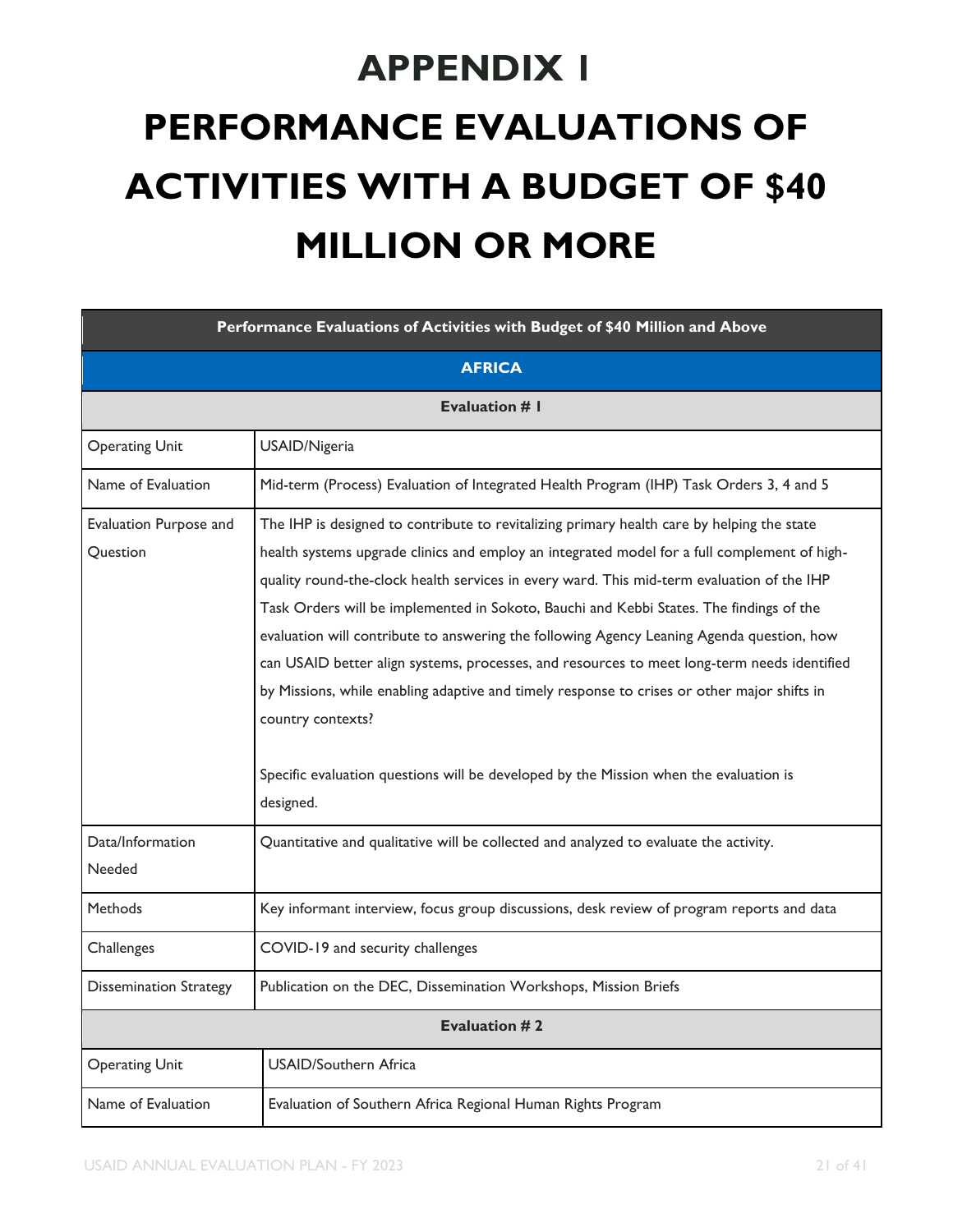# APPENDIX 1

# PERFORMANCE EVALUATIONS OF ACTIVITIES WITH A BUDGET OF $40 MILLION OR MORE

| Performance Evaluations of Activities with Budget of $40 Million and Above | |
|---|---|
| **AFRICA** | |
| **Evaluation # 1** | |
| Operating Unit | USAID/Nigeria |
| Name of Evaluation | Mid-term (Process) Evaluation of Integrated Health Program (IHP) Task Orders 3, 4 and 5 |
| Evaluation Purpose and Question | The IHP is designed to contribute to revitalizing primary health care by helping the state health systems upgrade clinics and employ an integrated model for a full complement of high-quality round-the-clock health services in every ward. This mid-term evaluation of the IHP Task Orders will be implemented in Sokoto, Bauchi and Kebbi States. The findings of the evaluation will contribute to answering the following Agency Leaning Agenda question, how can USAID better align systems, processes, and resources to meet long-term needs identified by Missions, while enabling adaptive and timely response to crises or other major shifts in country contexts?<br><br>Specific evaluation questions will be developed by the Mission when the evaluation is designed. |
| Data/Information Needed | Quantitative and qualitative will be collected and analyzed to evaluate the activity. |
| Methods | Key informant interview, focus group discussions, desk review of program reports and data |
| Challenges | COVID-19 and security challenges |
| Dissemination Strategy | Publication on the DEC, Dissemination Workshops, Mission Briefs |
| **Evaluation # 2** | |
| Operating Unit | USAID/Southern Africa |
| Name of Evaluation | Evaluation of Southern Africa Regional Human Rights Program |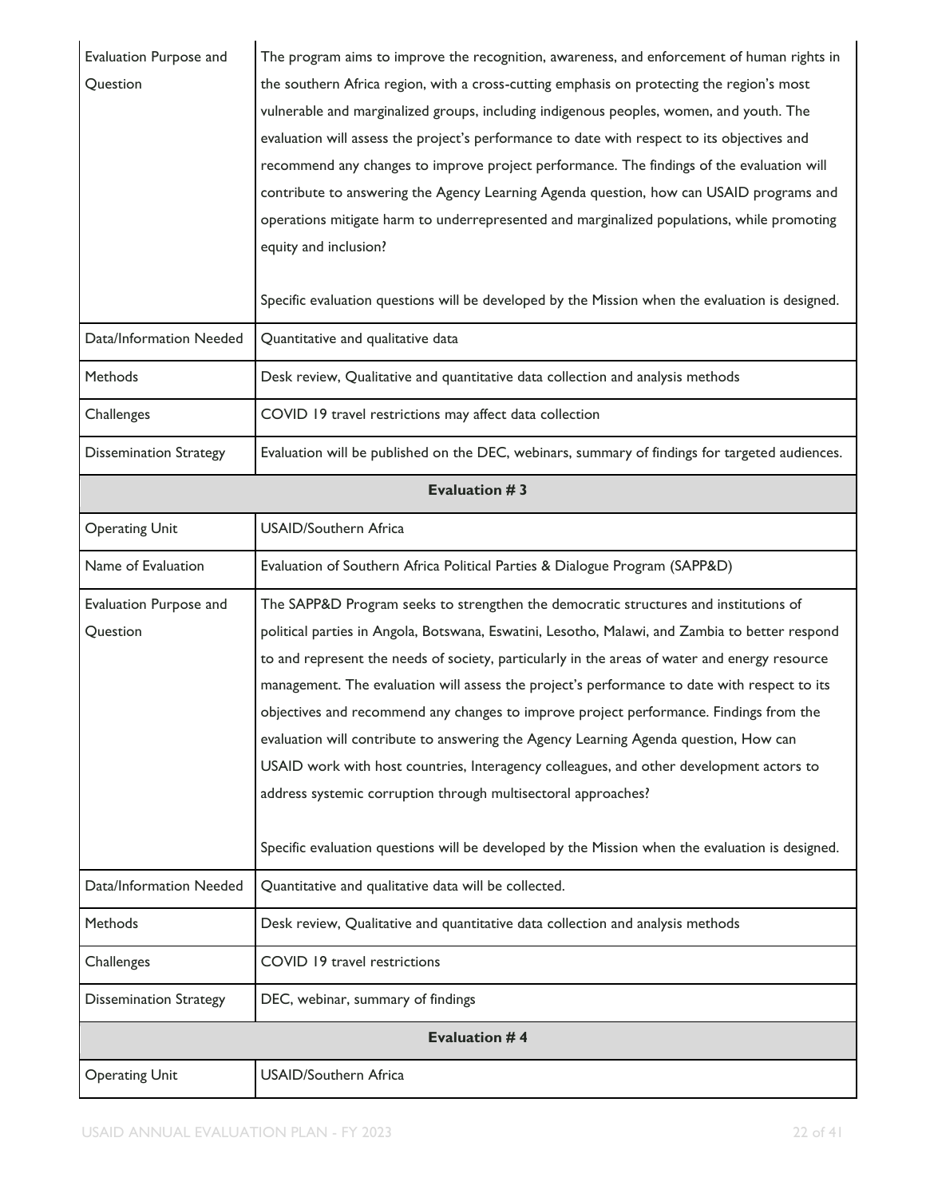| | |
|---|---|
| Evaluation Purpose and Question | The program aims to improve the recognition, awareness, and enforcement of human rights in the southern Africa region, with a cross-cutting emphasis on protecting the region's most vulnerable and marginalized groups, including indigenous peoples, women, and youth. The evaluation will assess the project's performance to date with respect to its objectives and recommend any changes to improve project performance. The findings of the evaluation will contribute to answering the Agency Learning Agenda question, how can USAID programs and operations mitigate harm to underrepresented and marginalized populations, while promoting equity and inclusion?<br><br>Specific evaluation questions will be developed by the Mission when the evaluation is designed. |
| Data/Information Needed | Quantitative and qualitative data |
| Methods | Desk review, Qualitative and quantitative data collection and analysis methods |
| Challenges | COVID 19 travel restrictions may affect data collection |
| Dissemination Strategy | Evaluation will be published on the DEC, webinars, summary of findings for targeted audiences. |
| **Evaluation # 3** | |
| Operating Unit | USAID/Southern Africa |
| Name of Evaluation | Evaluation of Southern Africa Political Parties & Dialogue Program (SAPP&D) |
| Evaluation Purpose and Question | The SAPP&D Program seeks to strengthen the democratic structures and institutions of political parties in Angola, Botswana, Eswatini, Lesotho, Malawi, and Zambia to better respond to and represent the needs of society, particularly in the areas of water and energy resource management. The evaluation will assess the project's performance to date with respect to its objectives and recommend any changes to improve project performance. Findings from the evaluation will contribute to answering the Agency Learning Agenda question, How can USAID work with host countries, Interagency colleagues, and other development actors to address systemic corruption through multisectoral approaches?<br><br>Specific evaluation questions will be developed by the Mission when the evaluation is designed. |
| Data/Information Needed | Quantitative and qualitative data will be collected. |
| Methods | Desk review, Qualitative and quantitative data collection and analysis methods |
| Challenges | COVID 19 travel restrictions |
| Dissemination Strategy | DEC, webinar, summary of findings |
| **Evaluation # 4** | |
| Operating Unit | USAID/Southern Africa |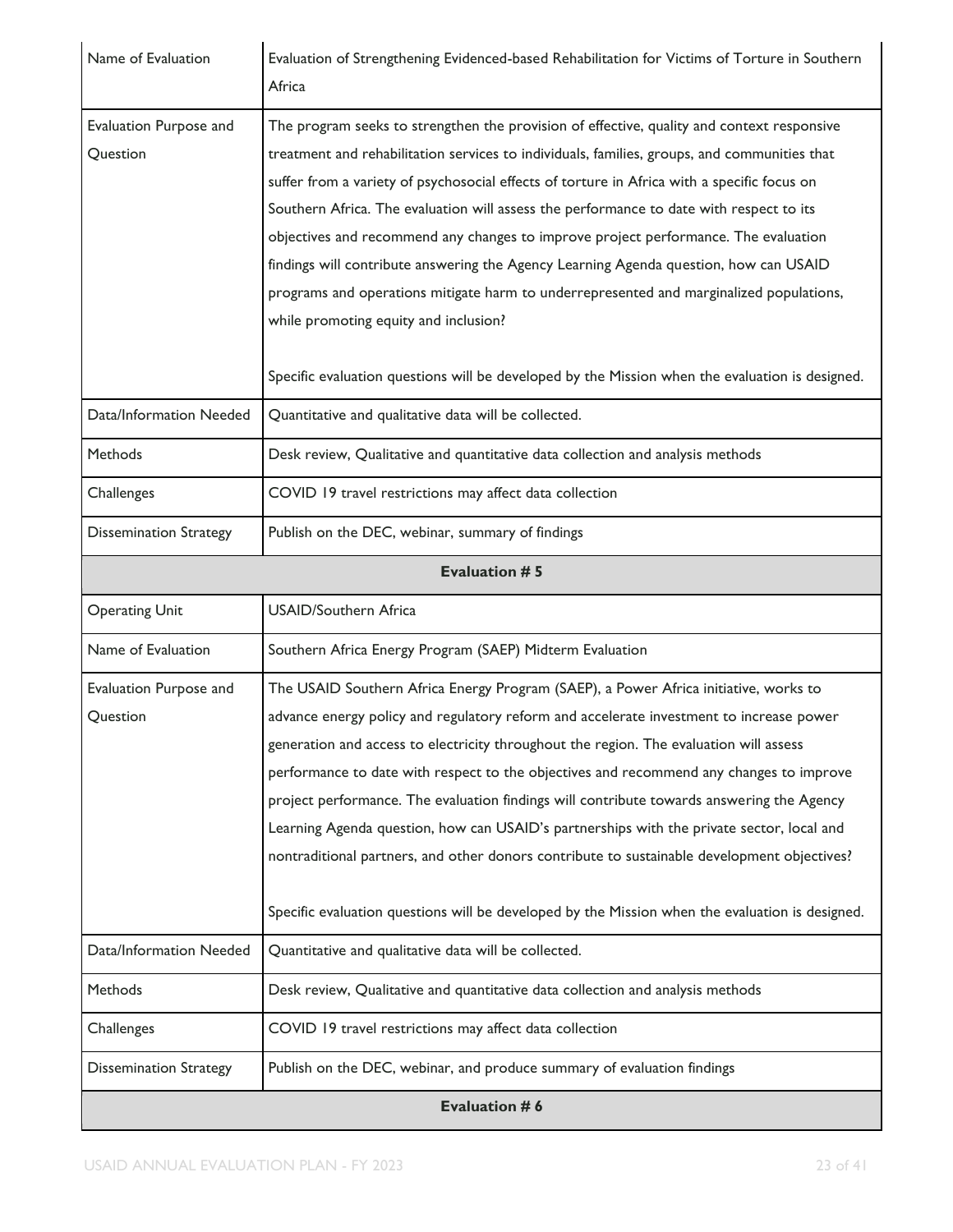| | |
|---|---|
| Name of Evaluation | Evaluation of Strengthening Evidenced-based Rehabilitation for Victims of Torture in Southern Africa |
| Evaluation Purpose and Question | The program seeks to strengthen the provision of effective, quality and context responsive treatment and rehabilitation services to individuals, families, groups, and communities that suffer from a variety of psychosocial effects of torture in Africa with a specific focus on Southern Africa. The evaluation will assess the performance to date with respect to its objectives and recommend any changes to improve project performance. The evaluation findings will contribute answering the Agency Learning Agenda question, how can USAID programs and operations mitigate harm to underrepresented and marginalized populations, while promoting equity and inclusion?<br><br>Specific evaluation questions will be developed by the Mission when the evaluation is designed. |
| Data/Information Needed | Quantitative and qualitative data will be collected. |
| Methods | Desk review, Qualitative and quantitative data collection and analysis methods |
| Challenges | COVID 19 travel restrictions may affect data collection |
| Dissemination Strategy | Publish on the DEC, webinar, summary of findings |
| **Evaluation # 5** | |
| Operating Unit | USAID/Southern Africa |
| Name of Evaluation | Southern Africa Energy Program (SAEP) Midterm Evaluation |
| Evaluation Purpose and Question | The USAID Southern Africa Energy Program (SAEP), a Power Africa initiative, works to advance energy policy and regulatory reform and accelerate investment to increase power generation and access to electricity throughout the region. The evaluation will assess performance to date with respect to the objectives and recommend any changes to improve project performance. The evaluation findings will contribute towards answering the Agency Learning Agenda question, how can USAID's partnerships with the private sector, local and nontraditional partners, and other donors contribute to sustainable development objectives?<br><br>Specific evaluation questions will be developed by the Mission when the evaluation is designed. |
| Data/Information Needed | Quantitative and qualitative data will be collected. |
| Methods | Desk review, Qualitative and quantitative data collection and analysis methods |
| Challenges | COVID 19 travel restrictions may affect data collection |
| Dissemination Strategy | Publish on the DEC, webinar, and produce summary of evaluation findings |
| **Evaluation # 6** | |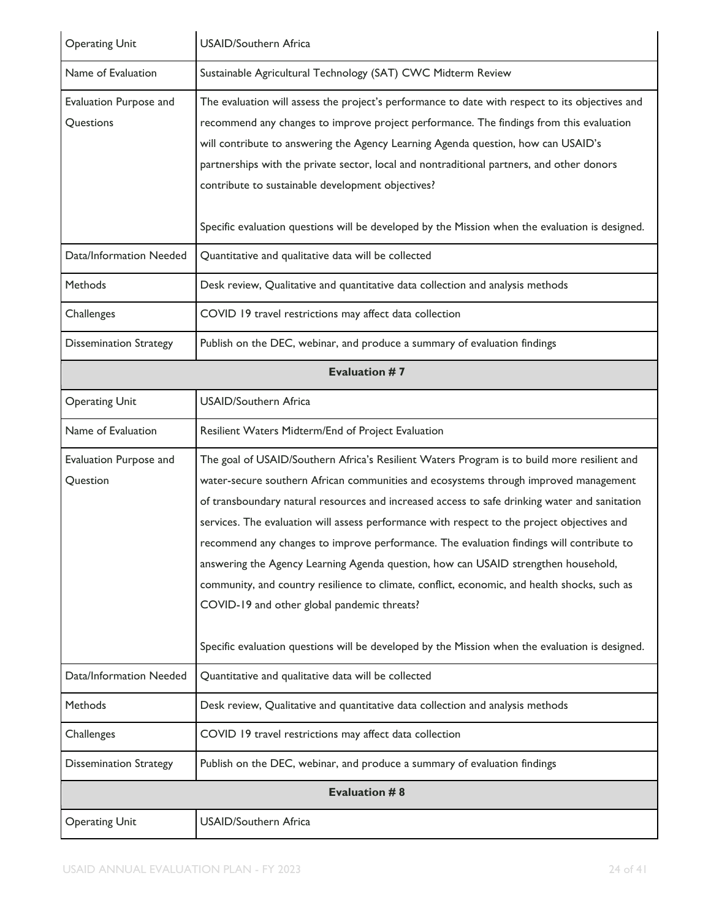| Operating Unit | USAID/Southern Africa |
| --- | --- |
| Name of Evaluation | Sustainable Agricultural Technology (SAT) CWC Midterm Review |
| Evaluation Purpose and Questions | The evaluation will assess the project's performance to date with respect to its objectives and recommend any changes to improve project performance. The findings from this evaluation will contribute to answering the Agency Learning Agenda question, how can USAID's partnerships with the private sector, local and nontraditional partners, and other donors contribute to sustainable development objectives?<br><br>Specific evaluation questions will be developed by the Mission when the evaluation is designed. |
| Data/Information Needed | Quantitative and qualitative data will be collected |
| Methods | Desk review, Qualitative and quantitative data collection and analysis methods |
| Challenges | COVID 19 travel restrictions may affect data collection |
| Dissemination Strategy | Publish on the DEC, webinar, and produce a summary of evaluation findings |
| **Evaluation # 7** | |
| Operating Unit | USAID/Southern Africa |
| Name of Evaluation | Resilient Waters Midterm/End of Project Evaluation |
| Evaluation Purpose and Question | The goal of USAID/Southern Africa's Resilient Waters Program is to build more resilient and water-secure southern African communities and ecosystems through improved management of transboundary natural resources and increased access to safe drinking water and sanitation services. The evaluation will assess performance with respect to the project objectives and recommend any changes to improve performance. The evaluation findings will contribute to answering the Agency Learning Agenda question, how can USAID strengthen household, community, and country resilience to climate, conflict, economic, and health shocks, such as COVID-19 and other global pandemic threats?<br><br>Specific evaluation questions will be developed by the Mission when the evaluation is designed. |
| Data/Information Needed | Quantitative and qualitative data will be collected |
| Methods | Desk review, Qualitative and quantitative data collection and analysis methods |
| Challenges | COVID 19 travel restrictions may affect data collection |
| Dissemination Strategy | Publish on the DEC, webinar, and produce a summary of evaluation findings |
| **Evaluation # 8** | |
| Operating Unit | USAID/Southern Africa |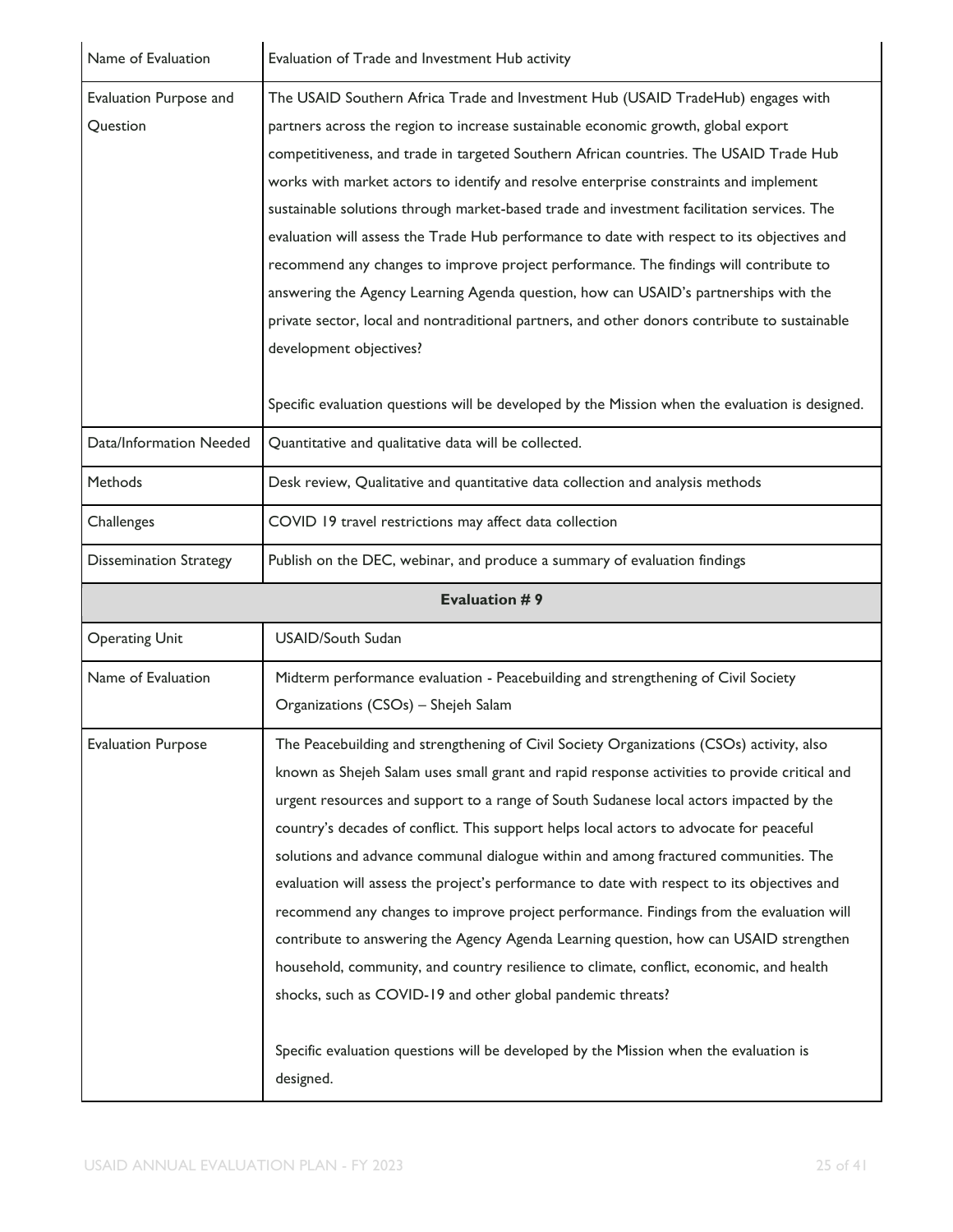| Name of Evaluation | Evaluation of Trade and Investment Hub activity |
|---|---|
| Evaluation Purpose and Question | The USAID Southern Africa Trade and Investment Hub (USAID TradeHub) engages with partners across the region to increase sustainable economic growth, global export competitiveness, and trade in targeted Southern African countries. The USAID Trade Hub works with market actors to identify and resolve enterprise constraints and implement sustainable solutions through market-based trade and investment facilitation services. The evaluation will assess the Trade Hub performance to date with respect to its objectives and recommend any changes to improve project performance. The findings will contribute to answering the Agency Learning Agenda question, how can USAID's partnerships with the private sector, local and nontraditional partners, and other donors contribute to sustainable development objectives?<br><br>Specific evaluation questions will be developed by the Mission when the evaluation is designed. |
| Data/Information Needed | Quantitative and qualitative data will be collected. |
| Methods | Desk review, Qualitative and quantitative data collection and analysis methods |
| Challenges | COVID 19 travel restrictions may affect data collection |
| Dissemination Strategy | Publish on the DEC, webinar, and produce a summary of evaluation findings |
| **Evaluation # 9** | |
| Operating Unit | USAID/South Sudan |
| Name of Evaluation | Midterm performance evaluation - Peacebuilding and strengthening of Civil Society Organizations (CSOs) – Shejeh Salam |
| Evaluation Purpose | The Peacebuilding and strengthening of Civil Society Organizations (CSOs) activity, also known as Shejeh Salam uses small grant and rapid response activities to provide critical and urgent resources and support to a range of South Sudanese local actors impacted by the country's decades of conflict. This support helps local actors to advocate for peaceful solutions and advance communal dialogue within and among fractured communities. The evaluation will assess the project's performance to date with respect to its objectives and recommend any changes to improve project performance. Findings from the evaluation will contribute to answering the Agency Agenda Learning question, how can USAID strengthen household, community, and country resilience to climate, conflict, economic, and health shocks, such as COVID-19 and other global pandemic threats?<br><br>Specific evaluation questions will be developed by the Mission when the evaluation is designed. |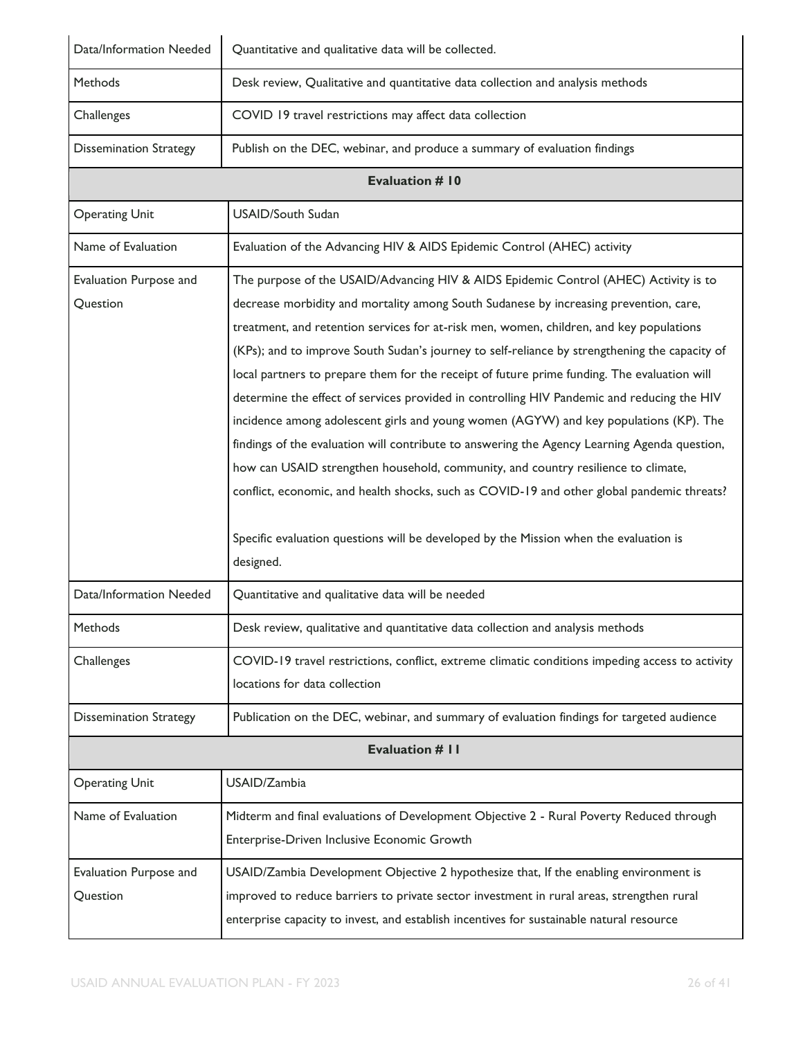| | |
|---|---|
| Data/Information Needed | Quantitative and qualitative data will be collected. |
| Methods | Desk review, Qualitative and quantitative data collection and analysis methods |
| Challenges | COVID 19 travel restrictions may affect data collection |
| Dissemination Strategy | Publish on the DEC, webinar, and produce a summary of evaluation findings |

| **Evaluation # 10** | |
|---|---|
| Operating Unit | USAID/South Sudan |
| Name of Evaluation | Evaluation of the Advancing HIV & AIDS Epidemic Control (AHEC) activity |
| Evaluation Purpose and Question | The purpose of the USAID/Advancing HIV & AIDS Epidemic Control (AHEC) Activity is to decrease morbidity and mortality among South Sudanese by increasing prevention, care, treatment, and retention services for at-risk men, women, children, and key populations (KPs); and to improve South Sudan's journey to self-reliance by strengthening the capacity of local partners to prepare them for the receipt of future prime funding. The evaluation will determine the effect of services provided in controlling HIV Pandemic and reducing the HIV incidence among adolescent girls and young women (AGYW) and key populations (KP). The findings of the evaluation will contribute to answering the Agency Learning Agenda question, how can USAID strengthen household, community, and country resilience to climate, conflict, economic, and health shocks, such as COVID-19 and other global pandemic threats?<br><br>Specific evaluation questions will be developed by the Mission when the evaluation is designed. |
| Data/Information Needed | Quantitative and qualitative data will be needed |
| Methods | Desk review, qualitative and quantitative data collection and analysis methods |
| Challenges | COVID-19 travel restrictions, conflict, extreme climatic conditions impeding access to activity locations for data collection |
| Dissemination Strategy | Publication on the DEC, webinar, and summary of evaluation findings for targeted audience |

| **Evaluation # 11** | |
|---|---|
| Operating Unit | USAID/Zambia |
| Name of Evaluation | Midterm and final evaluations of Development Objective 2 - Rural Poverty Reduced through Enterprise-Driven Inclusive Economic Growth |
| Evaluation Purpose and Question | USAID/Zambia Development Objective 2 hypothesize that, If the enabling environment is improved to reduce barriers to private sector investment in rural areas, strengthen rural enterprise capacity to invest, and establish incentives for sustainable natural resource |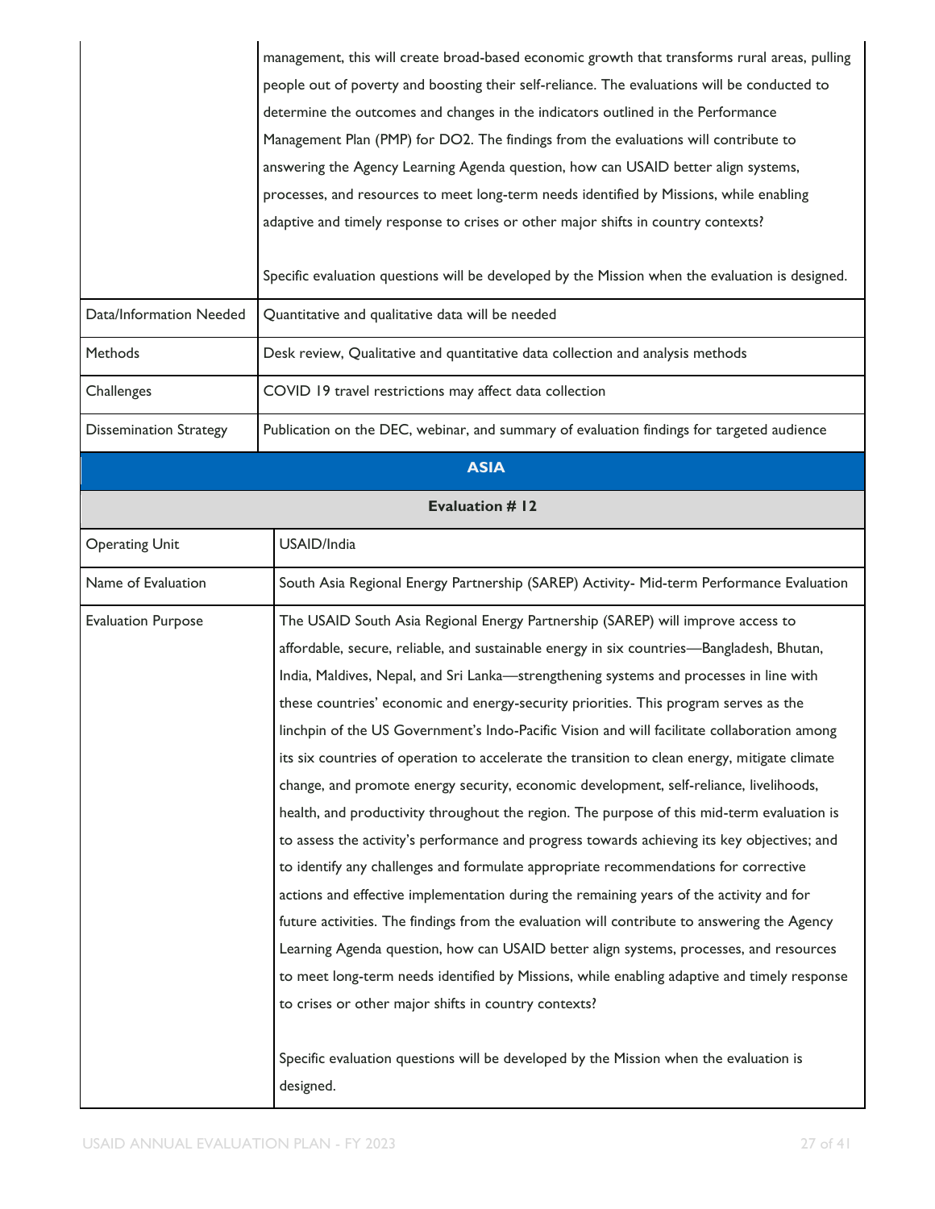| | |
|---|---|
| | management, this will create broad-based economic growth that transforms rural areas, pulling people out of poverty and boosting their self-reliance. The evaluations will be conducted to determine the outcomes and changes in the indicators outlined in the Performance Management Plan (PMP) for DO2. The findings from the evaluations will contribute to answering the Agency Learning Agenda question, how can USAID better align systems, processes, and resources to meet long-term needs identified by Missions, while enabling adaptive and timely response to crises or other major shifts in country contexts?<br><br>Specific evaluation questions will be developed by the Mission when the evaluation is designed. |
| Data/Information Needed | Quantitative and qualitative data will be needed |
| Methods | Desk review, Qualitative and quantitative data collection and analysis methods |
| Challenges | COVID 19 travel restrictions may affect data collection |
| Dissemination Strategy | Publication on the DEC, webinar, and summary of evaluation findings for targeted audience |

## ASIA

### Evaluation # 12

| | |
|---|---|
| Operating Unit | USAID/India |
| Name of Evaluation | South Asia Regional Energy Partnership (SAREP) Activity- Mid-term Performance Evaluation |
| Evaluation Purpose | The USAID South Asia Regional Energy Partnership (SAREP) will improve access to affordable, secure, reliable, and sustainable energy in six countries—Bangladesh, Bhutan, India, Maldives, Nepal, and Sri Lanka—strengthening systems and processes in line with these countries' economic and energy-security priorities. This program serves as the linchpin of the US Government's Indo-Pacific Vision and will facilitate collaboration among its six countries of operation to accelerate the transition to clean energy, mitigate climate change, and promote energy security, economic development, self-reliance, livelihoods, health, and productivity throughout the region. The purpose of this mid-term evaluation is to assess the activity's performance and progress towards achieving its key objectives; and to identify any challenges and formulate appropriate recommendations for corrective actions and effective implementation during the remaining years of the activity and for future activities. The findings from the evaluation will contribute to answering the Agency Learning Agenda question, how can USAID better align systems, processes, and resources to meet long-term needs identified by Missions, while enabling adaptive and timely response to crises or other major shifts in country contexts?<br><br>Specific evaluation questions will be developed by the Mission when the evaluation is designed. |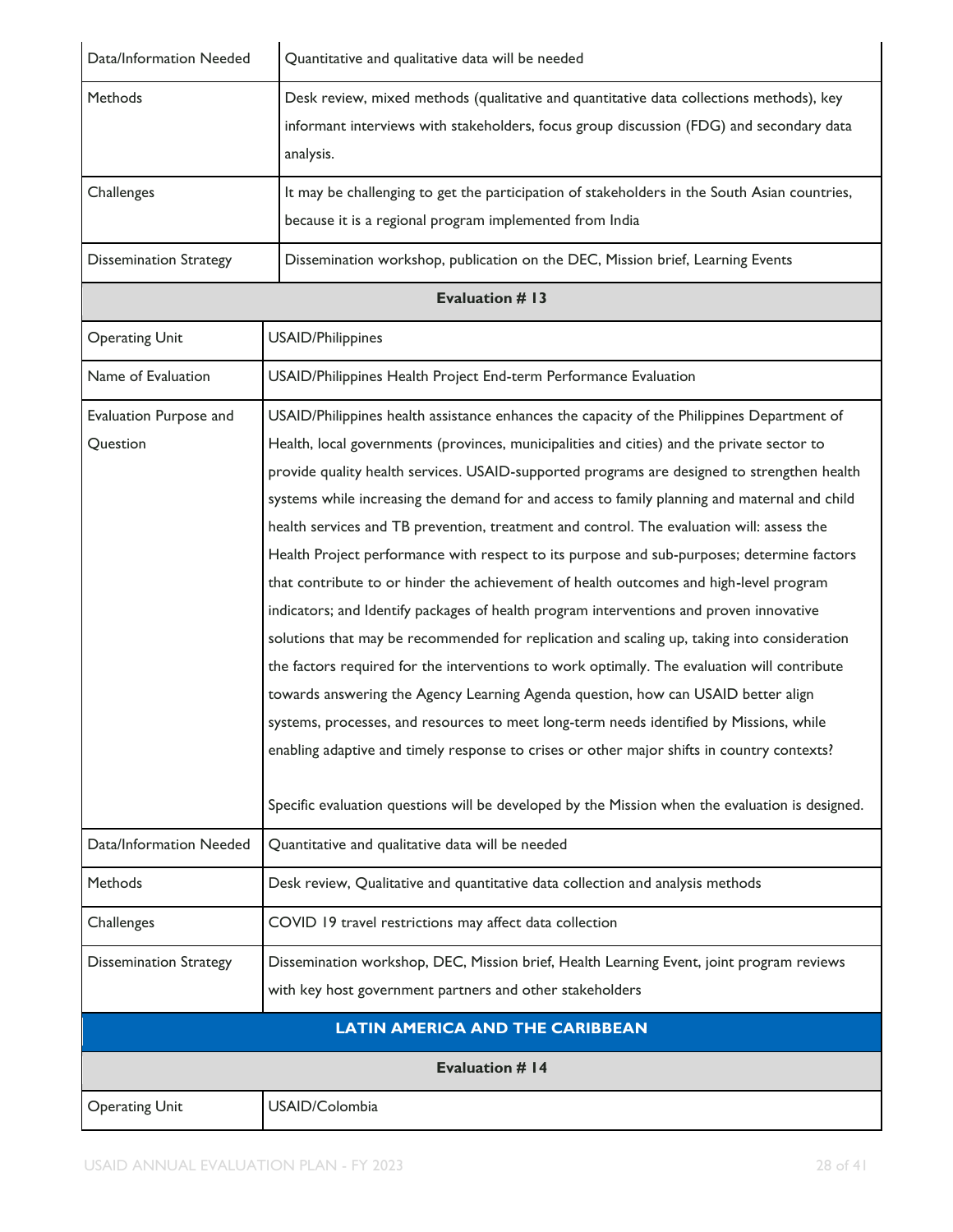| | |
|---|---|
| Data/Information Needed | Quantitative and qualitative data will be needed |
| Methods | Desk review, mixed methods (qualitative and quantitative data collections methods), key informant interviews with stakeholders, focus group discussion (FDG) and secondary data analysis. |
| Challenges | It may be challenging to get the participation of stakeholders in the South Asian countries, because it is a regional program implemented from India |
| Dissemination Strategy | Dissemination workshop, publication on the DEC, Mission brief, Learning Events |

**Evaluation # 13**

| | |
|---|---|
| Operating Unit | USAID/Philippines |
| Name of Evaluation | USAID/Philippines Health Project End-term Performance Evaluation |
| Evaluation Purpose and Question | USAID/Philippines health assistance enhances the capacity of the Philippines Department of Health, local governments (provinces, municipalities and cities) and the private sector to provide quality health services. USAID-supported programs are designed to strengthen health systems while increasing the demand for and access to family planning and maternal and child health services and TB prevention, treatment and control. The evaluation will: assess the Health Project performance with respect to its purpose and sub-purposes; determine factors that contribute to or hinder the achievement of health outcomes and high-level program indicators; and Identify packages of health program interventions and proven innovative solutions that may be recommended for replication and scaling up, taking into consideration the factors required for the interventions to work optimally. The evaluation will contribute towards answering the Agency Learning Agenda question, how can USAID better align systems, processes, and resources to meet long-term needs identified by Missions, while enabling adaptive and timely response to crises or other major shifts in country contexts?<br><br>Specific evaluation questions will be developed by the Mission when the evaluation is designed. |
| Data/Information Needed | Quantitative and qualitative data will be needed |
| Methods | Desk review, Qualitative and quantitative data collection and analysis methods |
| Challenges | COVID 19 travel restrictions may affect data collection |
| Dissemination Strategy | Dissemination workshop, DEC, Mission brief, Health Learning Event, joint program reviews with key host government partners and other stakeholders |

## LATIN AMERICA AND THE CARIBBEAN

**Evaluation # 14**

| | |
|---|---|
| Operating Unit | USAID/Colombia |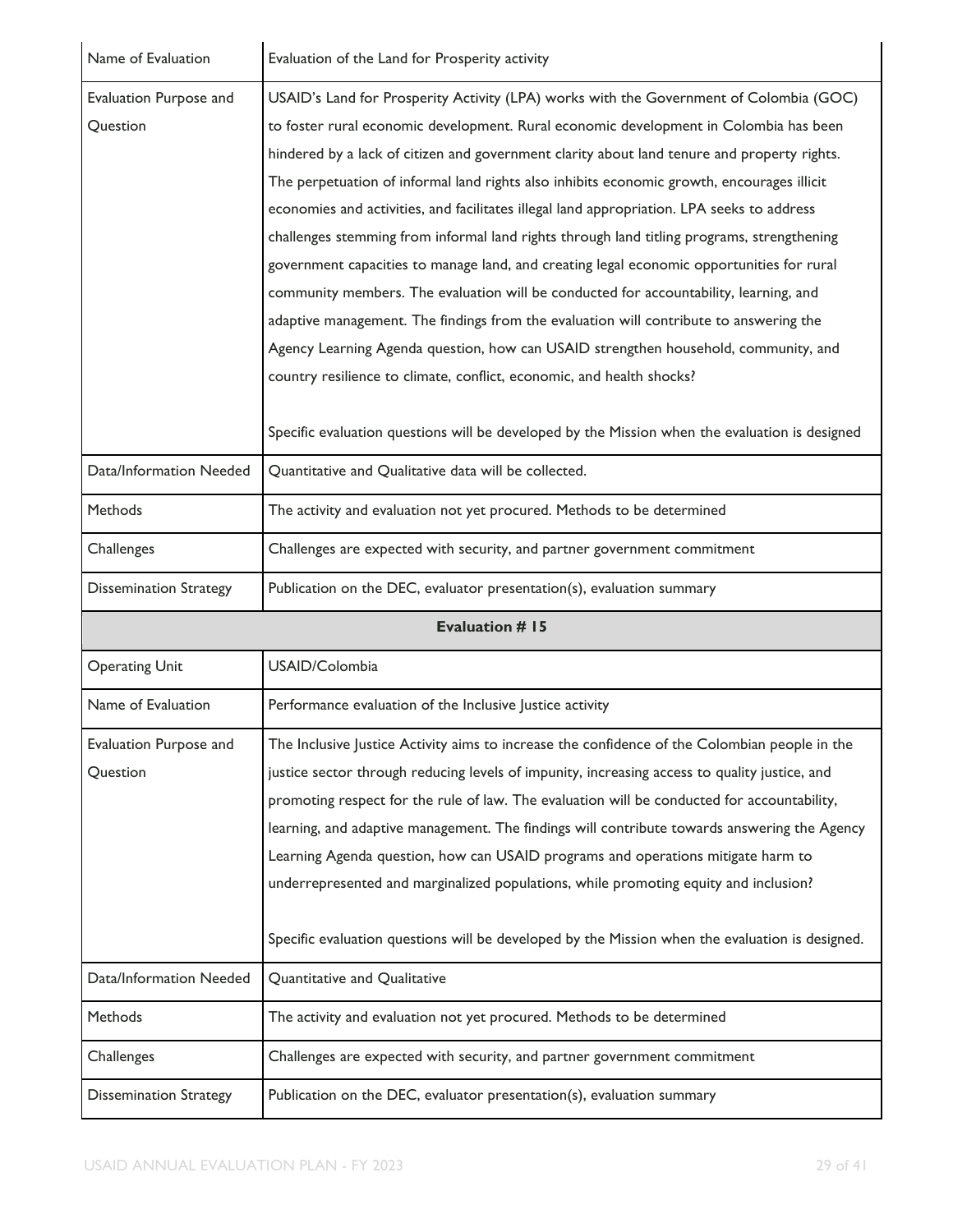| Name of Evaluation | Evaluation of the Land for Prosperity activity |
|---|---|
| Evaluation Purpose and Question | USAID's Land for Prosperity Activity (LPA) works with the Government of Colombia (GOC) to foster rural economic development. Rural economic development in Colombia has been hindered by a lack of citizen and government clarity about land tenure and property rights. The perpetuation of informal land rights also inhibits economic growth, encourages illicit economies and activities, and facilitates illegal land appropriation. LPA seeks to address challenges stemming from informal land rights through land titling programs, strengthening government capacities to manage land, and creating legal economic opportunities for rural community members. The evaluation will be conducted for accountability, learning, and adaptive management. The findings from the evaluation will contribute to answering the Agency Learning Agenda question, how can USAID strengthen household, community, and country resilience to climate, conflict, economic, and health shocks?<br><br>Specific evaluation questions will be developed by the Mission when the evaluation is designed |
| Data/Information Needed | Quantitative and Qualitative data will be collected. |
| Methods | The activity and evaluation not yet procured. Methods to be determined |
| Challenges | Challenges are expected with security, and partner government commitment |
| Dissemination Strategy | Publication on the DEC, evaluator presentation(s), evaluation summary |

**Evaluation # 15**

| Operating Unit | USAID/Colombia |
|---|---|
| Name of Evaluation | Performance evaluation of the Inclusive Justice activity |
| Evaluation Purpose and Question | The Inclusive Justice Activity aims to increase the confidence of the Colombian people in the justice sector through reducing levels of impunity, increasing access to quality justice, and promoting respect for the rule of law. The evaluation will be conducted for accountability, learning, and adaptive management. The findings will contribute towards answering the Agency Learning Agenda question, how can USAID programs and operations mitigate harm to underrepresented and marginalized populations, while promoting equity and inclusion?<br><br>Specific evaluation questions will be developed by the Mission when the evaluation is designed. |
| Data/Information Needed | Quantitative and Qualitative |
| Methods | The activity and evaluation not yet procured. Methods to be determined |
| Challenges | Challenges are expected with security, and partner government commitment |
| Dissemination Strategy | Publication on the DEC, evaluator presentation(s), evaluation summary |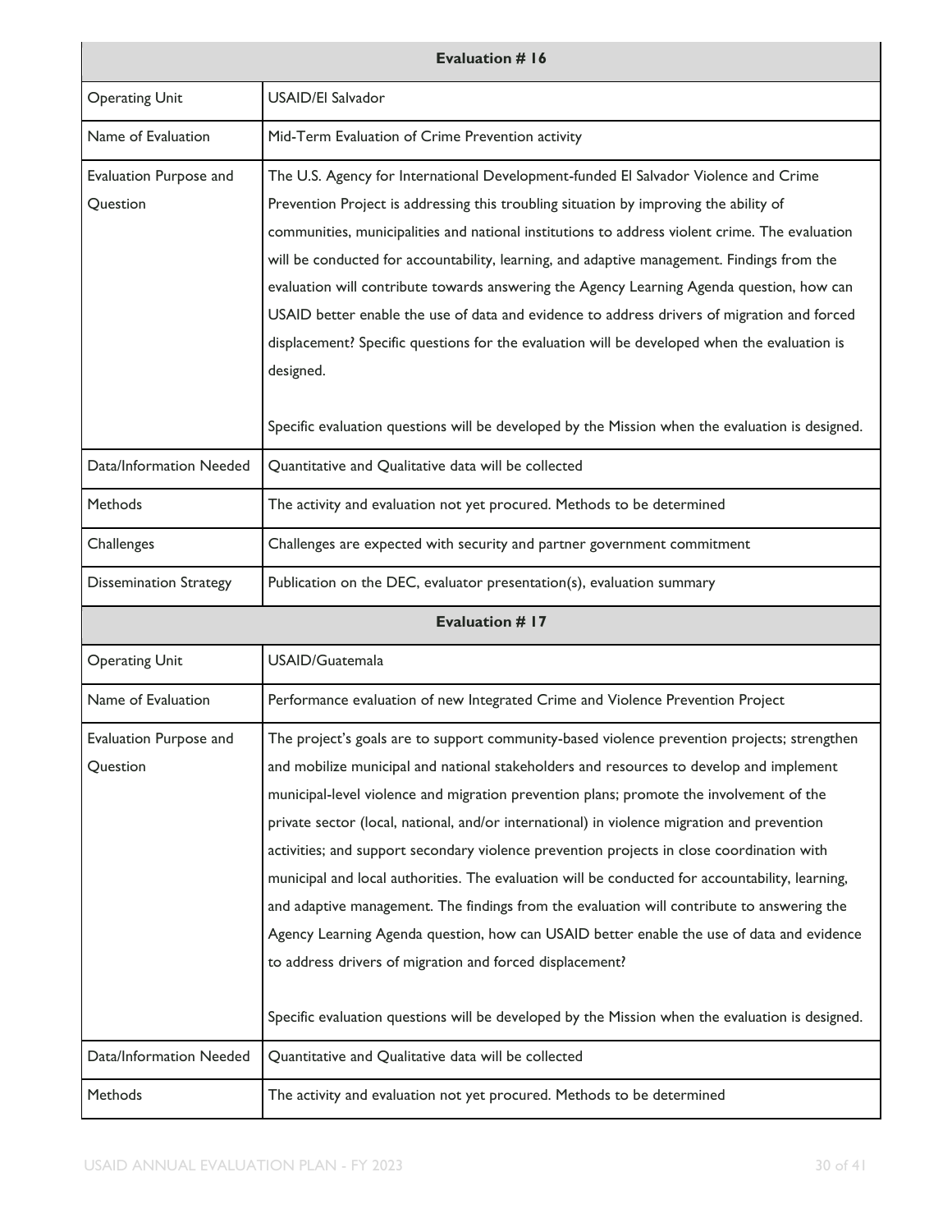| Evaluation # 16 | |
|---|---|
| Operating Unit | USAID/El Salvador |
| Name of Evaluation | Mid-Term Evaluation of Crime Prevention activity |
| Evaluation Purpose and Question | The U.S. Agency for International Development-funded El Salvador Violence and Crime Prevention Project is addressing this troubling situation by improving the ability of communities, municipalities and national institutions to address violent crime. The evaluation will be conducted for accountability, learning, and adaptive management. Findings from the evaluation will contribute towards answering the Agency Learning Agenda question, how can USAID better enable the use of data and evidence to address drivers of migration and forced displacement? Specific questions for the evaluation will be developed when the evaluation is designed.<br><br>Specific evaluation questions will be developed by the Mission when the evaluation is designed. |
| Data/Information Needed | Quantitative and Qualitative data will be collected |
| Methods | The activity and evaluation not yet procured. Methods to be determined |
| Challenges | Challenges are expected with security and partner government commitment |
| Dissemination Strategy | Publication on the DEC, evaluator presentation(s), evaluation summary |

| Evaluation # 17 | |
|---|---|
| Operating Unit | USAID/Guatemala |
| Name of Evaluation | Performance evaluation of new Integrated Crime and Violence Prevention Project |
| Evaluation Purpose and Question | The project's goals are to support community-based violence prevention projects; strengthen and mobilize municipal and national stakeholders and resources to develop and implement municipal-level violence and migration prevention plans; promote the involvement of the private sector (local, national, and/or international) in violence migration and prevention activities; and support secondary violence prevention projects in close coordination with municipal and local authorities. The evaluation will be conducted for accountability, learning, and adaptive management. The findings from the evaluation will contribute to answering the Agency Learning Agenda question, how can USAID better enable the use of data and evidence to address drivers of migration and forced displacement?<br><br>Specific evaluation questions will be developed by the Mission when the evaluation is designed. |
| Data/Information Needed | Quantitative and Qualitative data will be collected |
| Methods | The activity and evaluation not yet procured. Methods to be determined |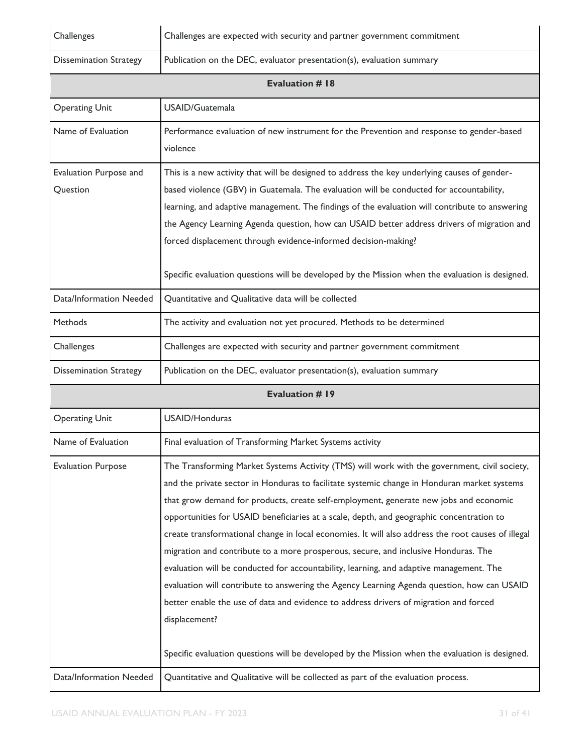| | |
|---|---|
| Challenges | Challenges are expected with security and partner government commitment |
| Dissemination Strategy | Publication on the DEC, evaluator presentation(s), evaluation summary |
| **Evaluation # 18** | |
| Operating Unit | USAID/Guatemala |
| Name of Evaluation | Performance evaluation of new instrument for the Prevention and response to gender-based violence |
| Evaluation Purpose and Question | This is a new activity that will be designed to address the key underlying causes of gender-based violence (GBV) in Guatemala. The evaluation will be conducted for accountability, learning, and adaptive management. The findings of the evaluation will contribute to answering the Agency Learning Agenda question, how can USAID better address drivers of migration and forced displacement through evidence-informed decision-making?<br><br>Specific evaluation questions will be developed by the Mission when the evaluation is designed. |
| Data/Information Needed | Quantitative and Qualitative data will be collected |
| Methods | The activity and evaluation not yet procured. Methods to be determined |
| Challenges | Challenges are expected with security and partner government commitment |
| Dissemination Strategy | Publication on the DEC, evaluator presentation(s), evaluation summary |
| **Evaluation # 19** | |
| Operating Unit | USAID/Honduras |
| Name of Evaluation | Final evaluation of Transforming Market Systems activity |
| Evaluation Purpose | The Transforming Market Systems Activity (TMS) will work with the government, civil society, and the private sector in Honduras to facilitate systemic change in Honduran market systems that grow demand for products, create self-employment, generate new jobs and economic opportunities for USAID beneficiaries at a scale, depth, and geographic concentration to create transformational change in local economies. It will also address the root causes of illegal migration and contribute to a more prosperous, secure, and inclusive Honduras. The evaluation will be conducted for accountability, learning, and adaptive management. The evaluation will contribute to answering the Agency Learning Agenda question, how can USAID better enable the use of data and evidence to address drivers of migration and forced displacement?<br><br>Specific evaluation questions will be developed by the Mission when the evaluation is designed. |
| Data/Information Needed | Quantitative and Qualitative will be collected as part of the evaluation process. |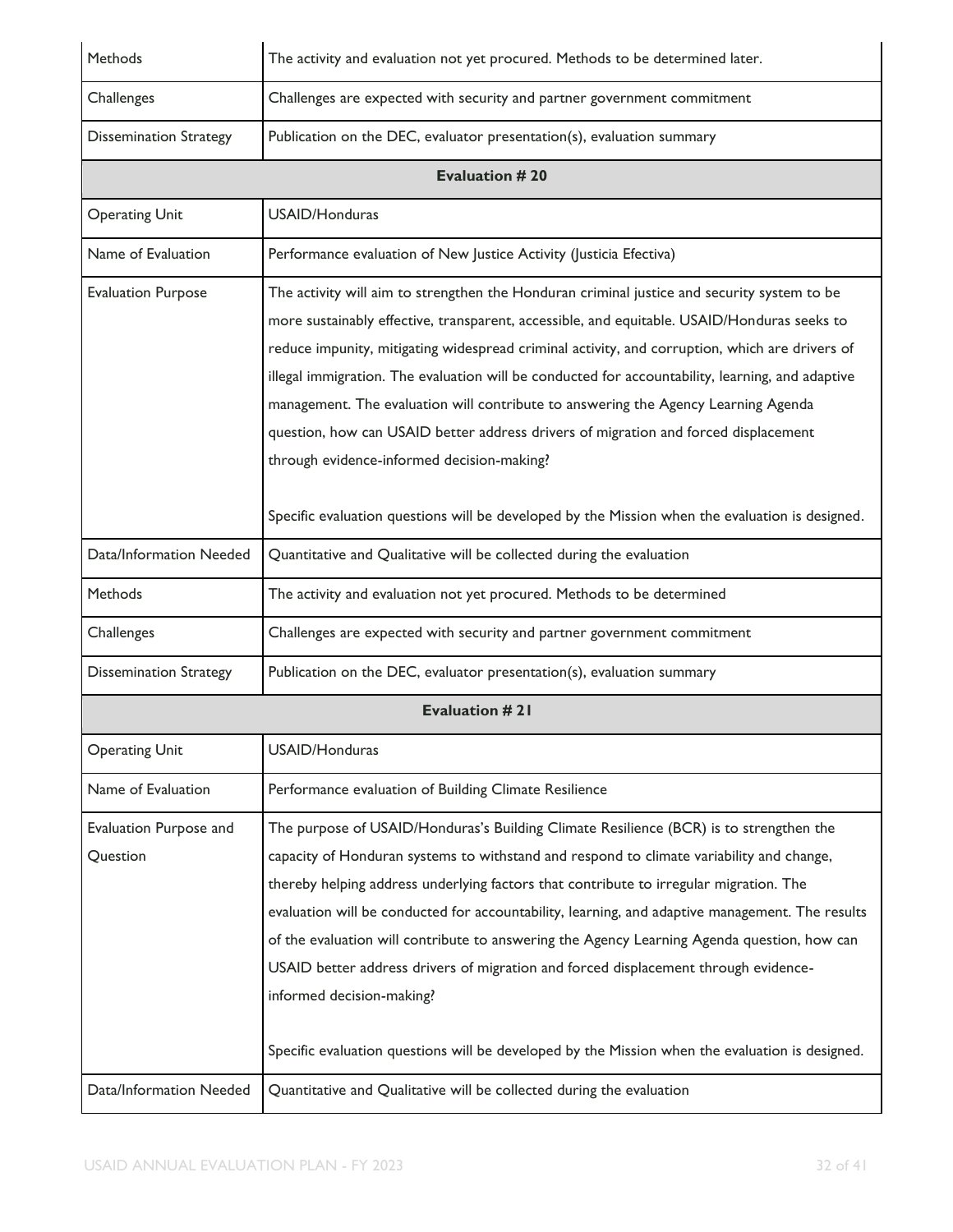| | |
|---|---|
| Methods | The activity and evaluation not yet procured. Methods to be determined later. |
| Challenges | Challenges are expected with security and partner government commitment |
| Dissemination Strategy | Publication on the DEC, evaluator presentation(s), evaluation summary |
| **Evaluation # 20** | |
| Operating Unit | USAID/Honduras |
| Name of Evaluation | Performance evaluation of New Justice Activity (Justicia Efectiva) |
| Evaluation Purpose | The activity will aim to strengthen the Honduran criminal justice and security system to be more sustainably effective, transparent, accessible, and equitable. USAID/Honduras seeks to reduce impunity, mitigating widespread criminal activity, and corruption, which are drivers of illegal immigration. The evaluation will be conducted for accountability, learning, and adaptive management. The evaluation will contribute to answering the Agency Learning Agenda question, how can USAID better address drivers of migration and forced displacement through evidence-informed decision-making?<br><br>Specific evaluation questions will be developed by the Mission when the evaluation is designed. |
| Data/Information Needed | Quantitative and Qualitative will be collected during the evaluation |
| Methods | The activity and evaluation not yet procured. Methods to be determined |
| Challenges | Challenges are expected with security and partner government commitment |
| Dissemination Strategy | Publication on the DEC, evaluator presentation(s), evaluation summary |
| **Evaluation # 21** | |
| Operating Unit | USAID/Honduras |
| Name of Evaluation | Performance evaluation of Building Climate Resilience |
| Evaluation Purpose and Question | The purpose of USAID/Honduras's Building Climate Resilience (BCR) is to strengthen the capacity of Honduran systems to withstand and respond to climate variability and change, thereby helping address underlying factors that contribute to irregular migration. The evaluation will be conducted for accountability, learning, and adaptive management. The results of the evaluation will contribute to answering the Agency Learning Agenda question, how can USAID better address drivers of migration and forced displacement through evidence-informed decision-making?<br><br>Specific evaluation questions will be developed by the Mission when the evaluation is designed. |
| Data/Information Needed | Quantitative and Qualitative will be collected during the evaluation |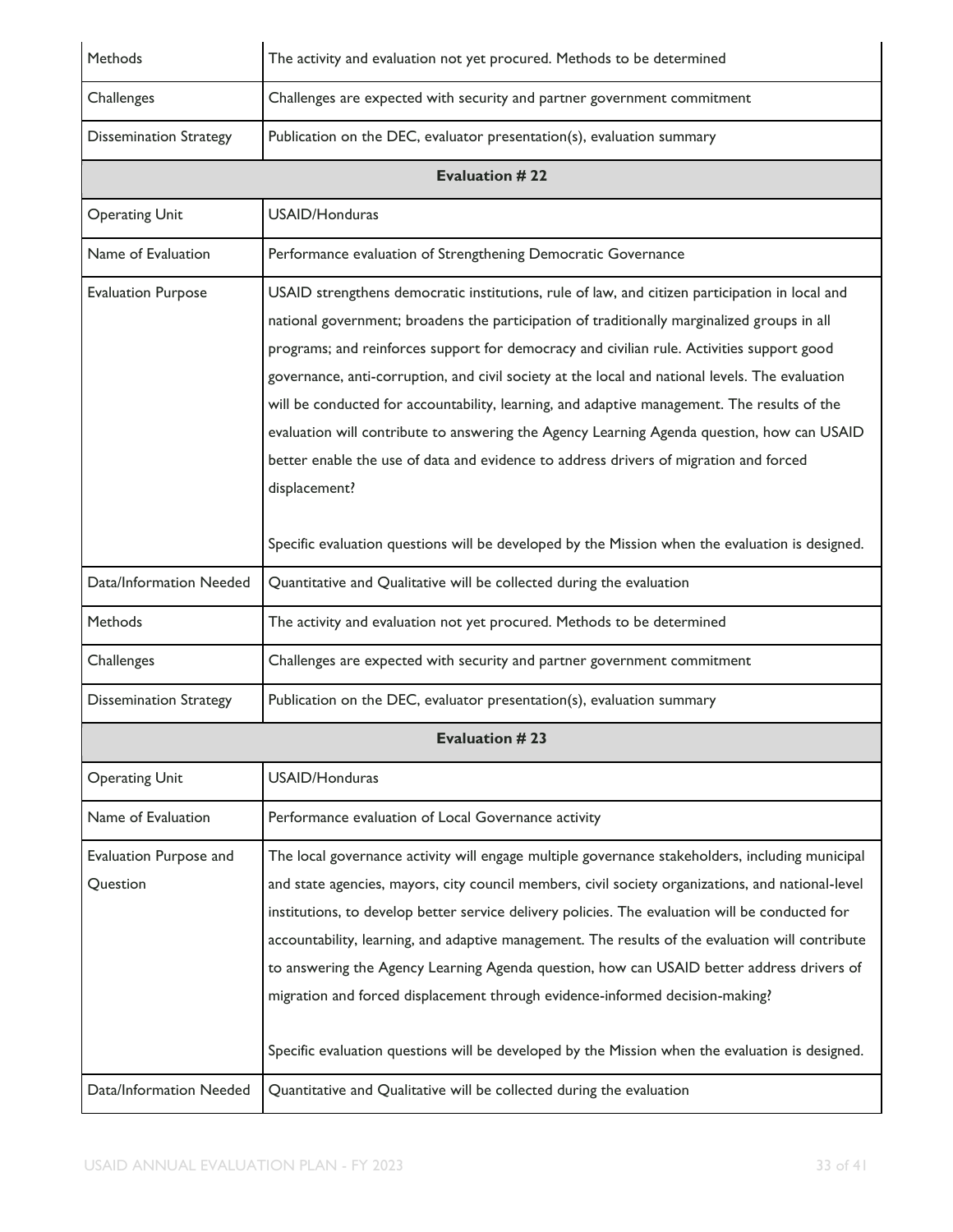| | |
|---|---|
| Methods | The activity and evaluation not yet procured. Methods to be determined |
| Challenges | Challenges are expected with security and partner government commitment |
| Dissemination Strategy | Publication on the DEC, evaluator presentation(s), evaluation summary |
| **Evaluation # 22** | |
| Operating Unit | USAID/Honduras |
| Name of Evaluation | Performance evaluation of Strengthening Democratic Governance |
| Evaluation Purpose | USAID strengthens democratic institutions, rule of law, and citizen participation in local and national government; broadens the participation of traditionally marginalized groups in all programs; and reinforces support for democracy and civilian rule. Activities support good governance, anti-corruption, and civil society at the local and national levels. The evaluation will be conducted for accountability, learning, and adaptive management. The results of the evaluation will contribute to answering the Agency Learning Agenda question, how can USAID better enable the use of data and evidence to address drivers of migration and forced displacement?<br><br>Specific evaluation questions will be developed by the Mission when the evaluation is designed. |
| Data/Information Needed | Quantitative and Qualitative will be collected during the evaluation |
| Methods | The activity and evaluation not yet procured. Methods to be determined |
| Challenges | Challenges are expected with security and partner government commitment |
| Dissemination Strategy | Publication on the DEC, evaluator presentation(s), evaluation summary |
| **Evaluation # 23** | |
| Operating Unit | USAID/Honduras |
| Name of Evaluation | Performance evaluation of Local Governance activity |
| Evaluation Purpose and Question | The local governance activity will engage multiple governance stakeholders, including municipal and state agencies, mayors, city council members, civil society organizations, and national-level institutions, to develop better service delivery policies. The evaluation will be conducted for accountability, learning, and adaptive management. The results of the evaluation will contribute to answering the Agency Learning Agenda question, how can USAID better address drivers of migration and forced displacement through evidence-informed decision-making?<br><br>Specific evaluation questions will be developed by the Mission when the evaluation is designed. |
| Data/Information Needed | Quantitative and Qualitative will be collected during the evaluation |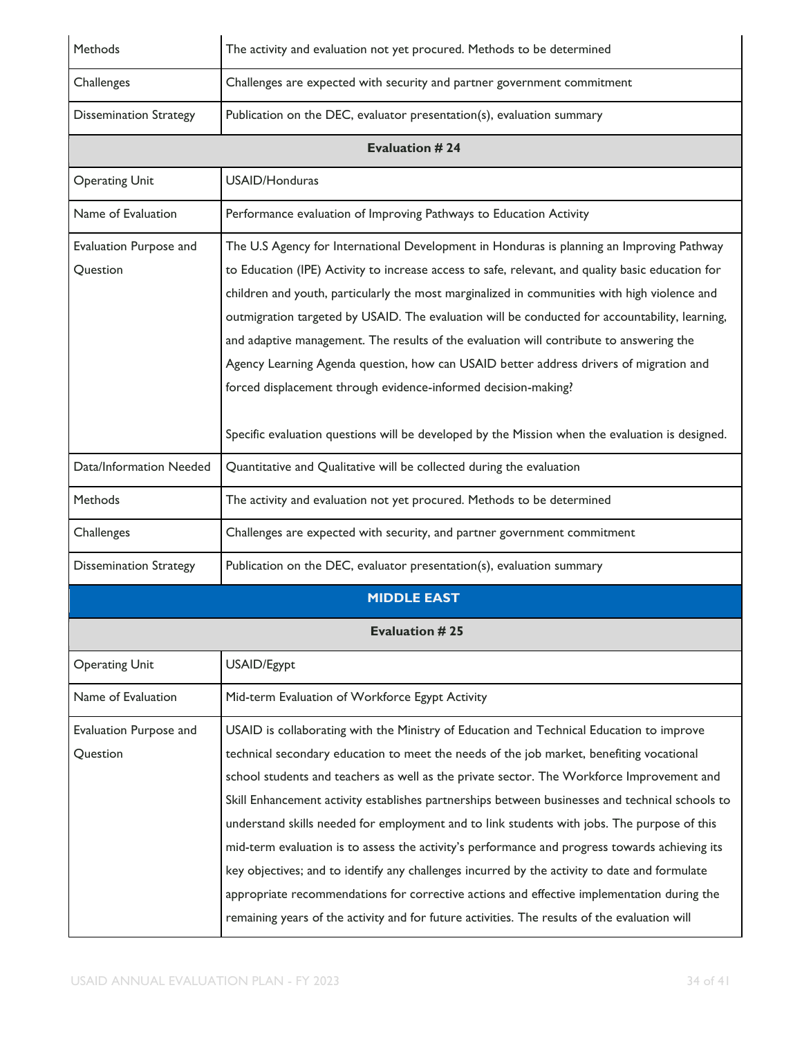| | |
|---|---|
| Methods | The activity and evaluation not yet procured. Methods to be determined |
| Challenges | Challenges are expected with security and partner government commitment |
| Dissemination Strategy | Publication on the DEC, evaluator presentation(s), evaluation summary |
| **Evaluation # 24** | |
| Operating Unit | USAID/Honduras |
| Name of Evaluation | Performance evaluation of Improving Pathways to Education Activity |
| Evaluation Purpose and Question | The U.S Agency for International Development in Honduras is planning an Improving Pathway to Education (IPE) Activity to increase access to safe, relevant, and quality basic education for children and youth, particularly the most marginalized in communities with high violence and outmigration targeted by USAID. The evaluation will be conducted for accountability, learning, and adaptive management. The results of the evaluation will contribute to answering the Agency Learning Agenda question, how can USAID better address drivers of migration and forced displacement through evidence-informed decision-making?<br><br>Specific evaluation questions will be developed by the Mission when the evaluation is designed. |
| Data/Information Needed | Quantitative and Qualitative will be collected during the evaluation |
| Methods | The activity and evaluation not yet procured. Methods to be determined |
| Challenges | Challenges are expected with security, and partner government commitment |
| Dissemination Strategy | Publication on the DEC, evaluator presentation(s), evaluation summary |
| **MIDDLE EAST** | |
| **Evaluation # 25** | |
| Operating Unit | USAID/Egypt |
| Name of Evaluation | Mid-term Evaluation of Workforce Egypt Activity |
| Evaluation Purpose and Question | USAID is collaborating with the Ministry of Education and Technical Education to improve technical secondary education to meet the needs of the job market, benefiting vocational school students and teachers as well as the private sector. The Workforce Improvement and Skill Enhancement activity establishes partnerships between businesses and technical schools to understand skills needed for employment and to link students with jobs. The purpose of this mid-term evaluation is to assess the activity's performance and progress towards achieving its key objectives; and to identify any challenges incurred by the activity to date and formulate appropriate recommendations for corrective actions and effective implementation during the remaining years of the activity and for future activities. The results of the evaluation will |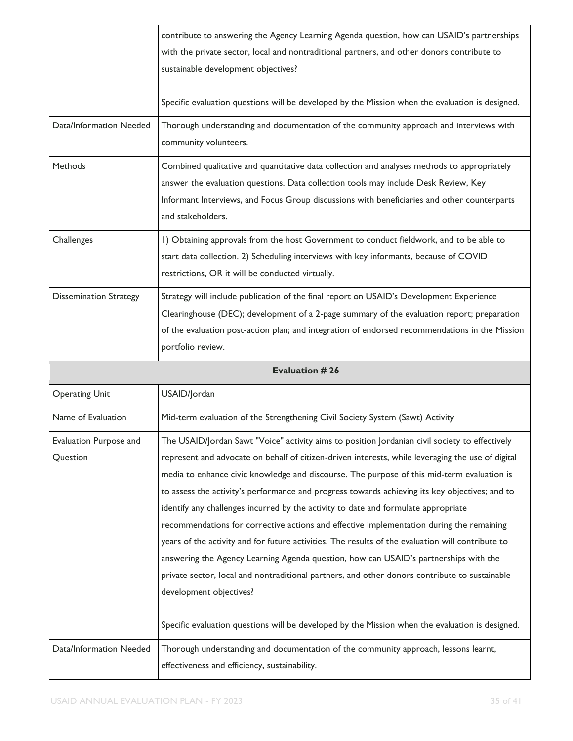| | |
|---|---|
| | contribute to answering the Agency Learning Agenda question, how can USAID's partnerships with the private sector, local and nontraditional partners, and other donors contribute to sustainable development objectives?<br><br>Specific evaluation questions will be developed by the Mission when the evaluation is designed. |
| Data/Information Needed | Thorough understanding and documentation of the community approach and interviews with community volunteers. |
| Methods | Combined qualitative and quantitative data collection and analyses methods to appropriately answer the evaluation questions. Data collection tools may include Desk Review, Key Informant Interviews, and Focus Group discussions with beneficiaries and other counterparts and stakeholders. |
| Challenges | 1) Obtaining approvals from the host Government to conduct fieldwork, and to be able to start data collection. 2) Scheduling interviews with key informants, because of COVID restrictions, OR it will be conducted virtually. |
| Dissemination Strategy | Strategy will include publication of the final report on USAID's Development Experience Clearinghouse (DEC); development of a 2-page summary of the evaluation report; preparation of the evaluation post-action plan; and integration of endorsed recommendations in the Mission portfolio review. |
| **Evaluation # 26** | |
| Operating Unit | USAID/Jordan |
| Name of Evaluation | Mid-term evaluation of the Strengthening Civil Society System (Sawt) Activity |
| Evaluation Purpose and Question | The USAID/Jordan Sawt "Voice" activity aims to position Jordanian civil society to effectively represent and advocate on behalf of citizen-driven interests, while leveraging the use of digital media to enhance civic knowledge and discourse. The purpose of this mid-term evaluation is to assess the activity's performance and progress towards achieving its key objectives; and to identify any challenges incurred by the activity to date and formulate appropriate recommendations for corrective actions and effective implementation during the remaining years of the activity and for future activities. The results of the evaluation will contribute to answering the Agency Learning Agenda question, how can USAID's partnerships with the private sector, local and nontraditional partners, and other donors contribute to sustainable development objectives?<br><br>Specific evaluation questions will be developed by the Mission when the evaluation is designed. |
| Data/Information Needed | Thorough understanding and documentation of the community approach, lessons learnt, effectiveness and efficiency, sustainability. |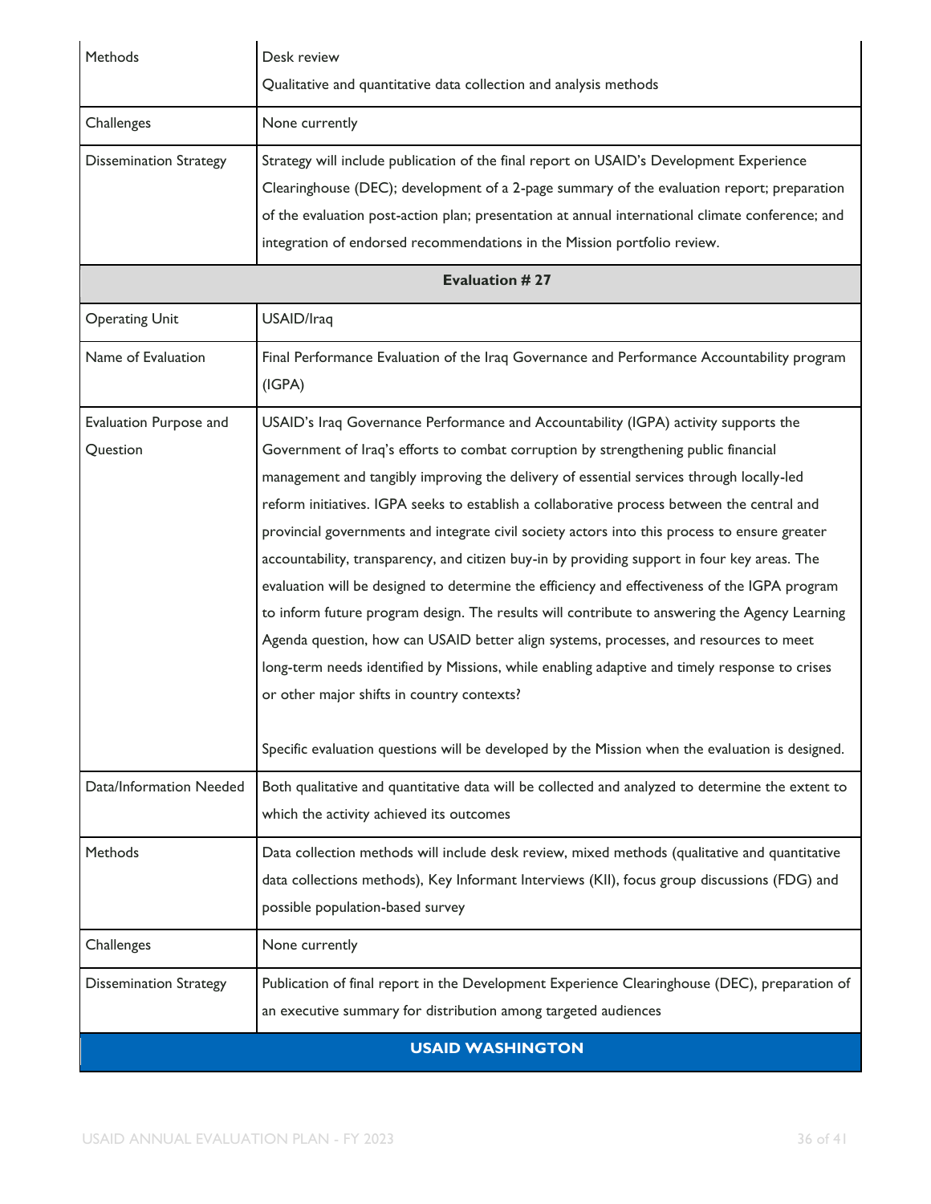| | |
|---|---|
| Methods | Desk review<br>Qualitative and quantitative data collection and analysis methods |
| Challenges | None currently |
| Dissemination Strategy | Strategy will include publication of the final report on USAID's Development Experience Clearinghouse (DEC); development of a 2-page summary of the evaluation report; preparation of the evaluation post-action plan; presentation at annual international climate conference; and integration of endorsed recommendations in the Mission portfolio review. |
| **Evaluation # 27** | |
| Operating Unit | USAID/Iraq |
| Name of Evaluation | Final Performance Evaluation of the Iraq Governance and Performance Accountability program (IGPA) |
| Evaluation Purpose and Question | USAID's Iraq Governance Performance and Accountability (IGPA) activity supports the Government of Iraq's efforts to combat corruption by strengthening public financial management and tangibly improving the delivery of essential services through locally-led reform initiatives. IGPA seeks to establish a collaborative process between the central and provincial governments and integrate civil society actors into this process to ensure greater accountability, transparency, and citizen buy-in by providing support in four key areas. The evaluation will be designed to determine the efficiency and effectiveness of the IGPA program to inform future program design. The results will contribute to answering the Agency Learning Agenda question, how can USAID better align systems, processes, and resources to meet long-term needs identified by Missions, while enabling adaptive and timely response to crises or other major shifts in country contexts?<br><br>Specific evaluation questions will be developed by the Mission when the evaluation is designed. |
| Data/Information Needed | Both qualitative and quantitative data will be collected and analyzed to determine the extent to which the activity achieved its outcomes |
| Methods | Data collection methods will include desk review, mixed methods (qualitative and quantitative data collections methods), Key Informant Interviews (KII), focus group discussions (FDG) and possible population-based survey |
| Challenges | None currently |
| Dissemination Strategy | Publication of final report in the Development Experience Clearinghouse (DEC), preparation of an executive summary for distribution among targeted audiences |
| **USAID WASHINGTON** | |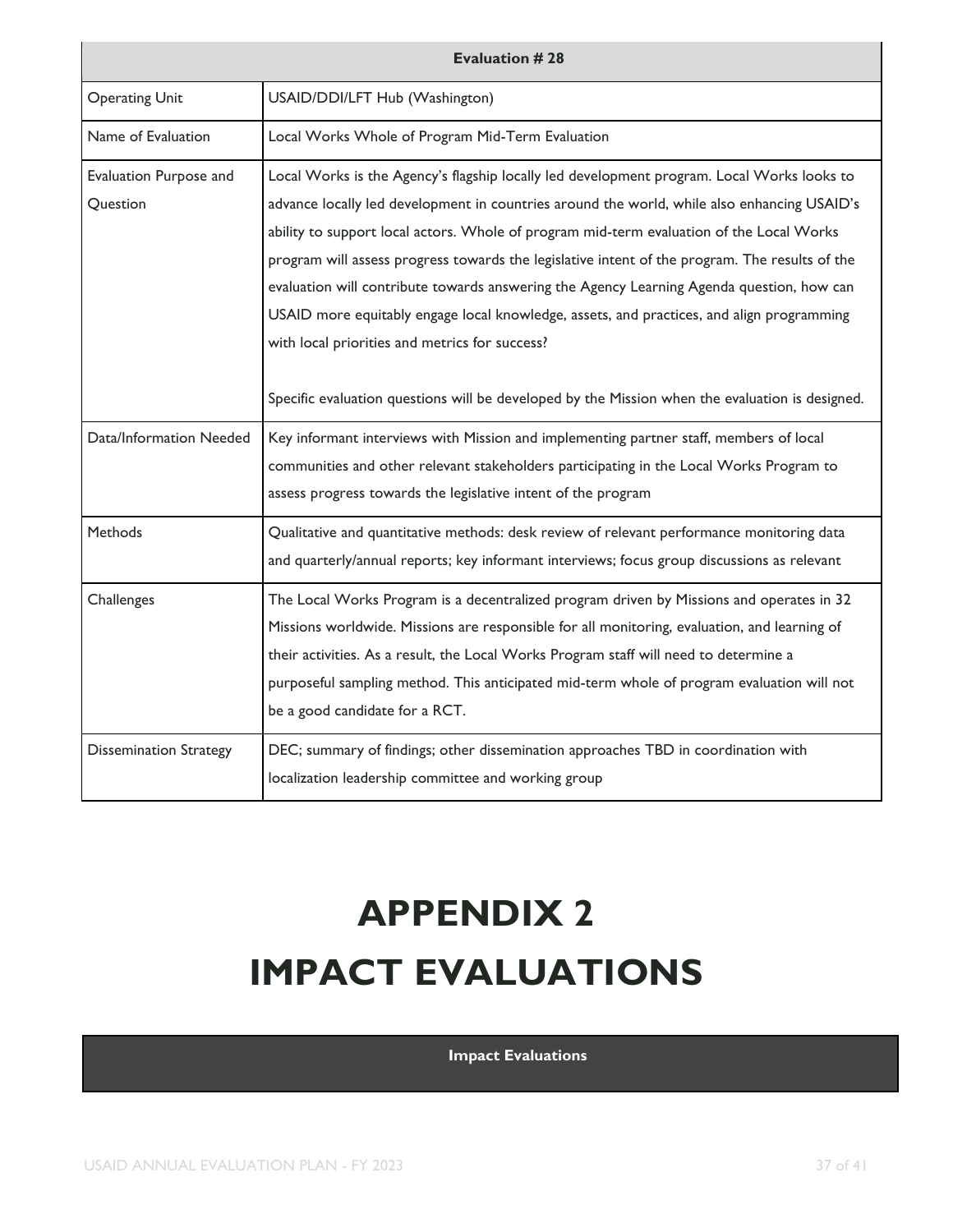| Evaluation # 28 | |
|---|---|
| Operating Unit | USAID/DDI/LFT Hub (Washington) |
| Name of Evaluation | Local Works Whole of Program Mid-Term Evaluation |
| Evaluation Purpose and Question | Local Works is the Agency's flagship locally led development program. Local Works looks to advance locally led development in countries around the world, while also enhancing USAID's ability to support local actors. Whole of program mid-term evaluation of the Local Works program will assess progress towards the legislative intent of the program. The results of the evaluation will contribute towards answering the Agency Learning Agenda question, how can USAID more equitably engage local knowledge, assets, and practices, and align programming with local priorities and metrics for success?<br><br>Specific evaluation questions will be developed by the Mission when the evaluation is designed. |
| Data/Information Needed | Key informant interviews with Mission and implementing partner staff, members of local communities and other relevant stakeholders participating in the Local Works Program to assess progress towards the legislative intent of the program |
| Methods | Qualitative and quantitative methods: desk review of relevant performance monitoring data and quarterly/annual reports; key informant interviews; focus group discussions as relevant |
| Challenges | The Local Works Program is a decentralized program driven by Missions and operates in 32 Missions worldwide. Missions are responsible for all monitoring, evaluation, and learning of their activities. As a result, the Local Works Program staff will need to determine a purposeful sampling method. This anticipated mid-term whole of program evaluation will not be a good candidate for a RCT. |
| Dissemination Strategy | DEC; summary of findings; other dissemination approaches TBD in coordination with localization leadership committee and working group |

# APPENDIX 2
# IMPACT EVALUATIONS

| Impact Evaluations |
|---|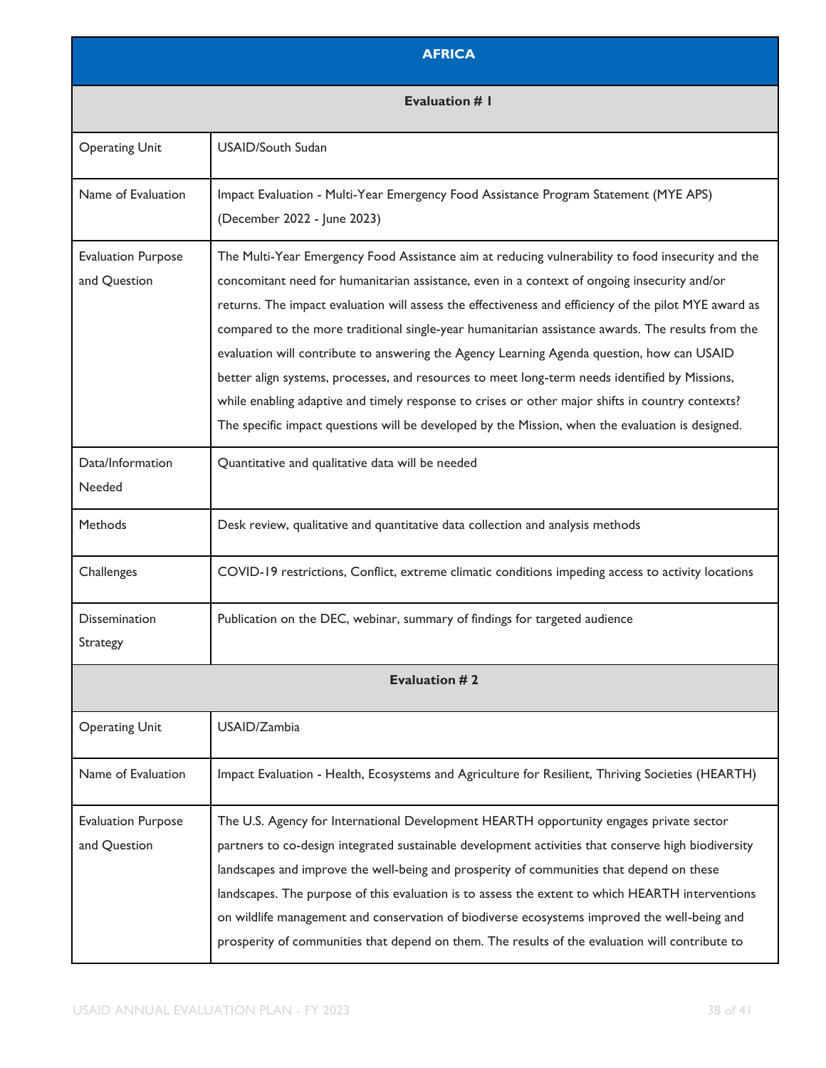## AFRICA

### Evaluation # 1

| | |
|---|---|
| Operating Unit | USAID/South Sudan |
| Name of Evaluation | Impact Evaluation - Multi-Year Emergency Food Assistance Program Statement (MYE APS) (December 2022 - June 2023) |
| Evaluation Purpose and Question | The Multi-Year Emergency Food Assistance aim at reducing vulnerability to food insecurity and the concomitant need for humanitarian assistance, even in a context of ongoing insecurity and/or returns. The impact evaluation will assess the effectiveness and efficiency of the pilot MYE award as compared to the more traditional single-year humanitarian assistance awards. The results from the evaluation will contribute to answering the Agency Learning Agenda question, how can USAID better align systems, processes, and resources to meet long-term needs identified by Missions, while enabling adaptive and timely response to crises or other major shifts in country contexts? The specific impact questions will be developed by the Mission, when the evaluation is designed. |
| Data/Information Needed | Quantitative and qualitative data will be needed |
| Methods | Desk review, qualitative and quantitative data collection and analysis methods |
| Challenges | COVID-19 restrictions, Conflict, extreme climatic conditions impeding access to activity locations |
| Dissemination Strategy | Publication on the DEC, webinar, summary of findings for targeted audience |

### Evaluation # 2

| | |
|---|---|
| Operating Unit | USAID/Zambia |
| Name of Evaluation | Impact Evaluation - Health, Ecosystems and Agriculture for Resilient, Thriving Societies (HEARTH) |
| Evaluation Purpose and Question | The U.S. Agency for International Development HEARTH opportunity engages private sector partners to co-design integrated sustainable development activities that conserve high biodiversity landscapes and improve the well-being and prosperity of communities that depend on these landscapes. The purpose of this evaluation is to assess the extent to which HEARTH interventions on wildlife management and conservation of biodiverse ecosystems improved the well-being and prosperity of communities that depend on them. The results of the evaluation will contribute to |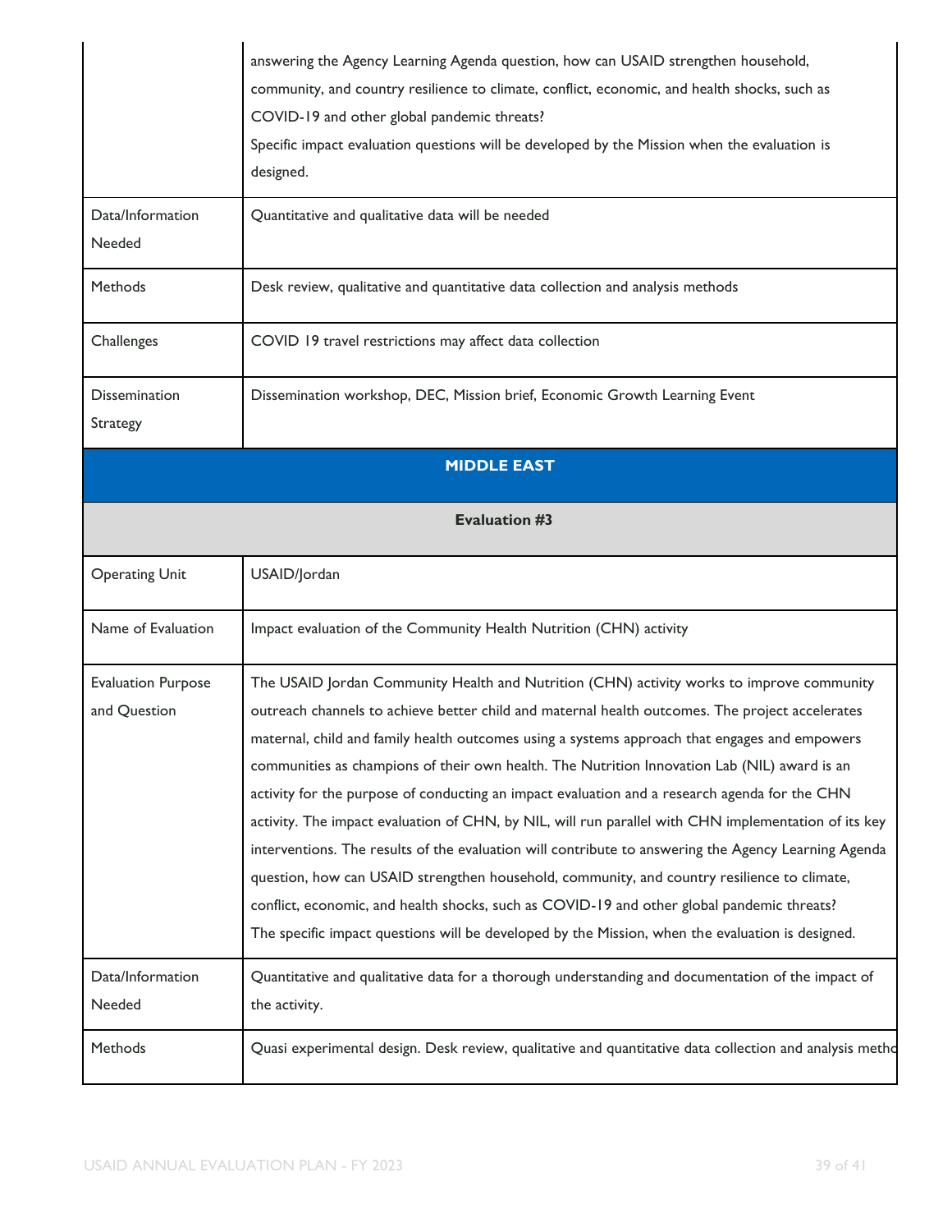| | |
|---|---|
| | answering the Agency Learning Agenda question, how can USAID strengthen household, community, and country resilience to climate, conflict, economic, and health shocks, such as COVID-19 and other global pandemic threats?<br>Specific impact evaluation questions will be developed by the Mission when the evaluation is designed. |
| Data/Information Needed | Quantitative and qualitative data will be needed |
| Methods | Desk review, qualitative and quantitative data collection and analysis methods |
| Challenges | COVID 19 travel restrictions may affect data collection |
| Dissemination Strategy | Dissemination workshop, DEC, Mission brief, Economic Growth Learning Event |

**MIDDLE EAST**

**Evaluation #3**

| | |
|---|---|
| Operating Unit | USAID/Jordan |
| Name of Evaluation | Impact evaluation of the Community Health Nutrition (CHN) activity |
| Evaluation Purpose and Question | The USAID Jordan Community Health and Nutrition (CHN) activity works to improve community outreach channels to achieve better child and maternal health outcomes. The project accelerates maternal, child and family health outcomes using a systems approach that engages and empowers communities as champions of their own health. The Nutrition Innovation Lab (NIL) award is an activity for the purpose of conducting an impact evaluation and a research agenda for the CHN activity. The impact evaluation of CHN, by NIL, will run parallel with CHN implementation of its key interventions. The results of the evaluation will contribute to answering the Agency Learning Agenda question, how can USAID strengthen household, community, and country resilience to climate, conflict, economic, and health shocks, such as COVID-19 and other global pandemic threats?<br>The specific impact questions will be developed by the Mission, when the evaluation is designed. |
| Data/Information Needed | Quantitative and qualitative data for a thorough understanding and documentation of the impact of the activity. |
| Methods | Quasi experimental design. Desk review, qualitative and quantitative data collection and analysis metho |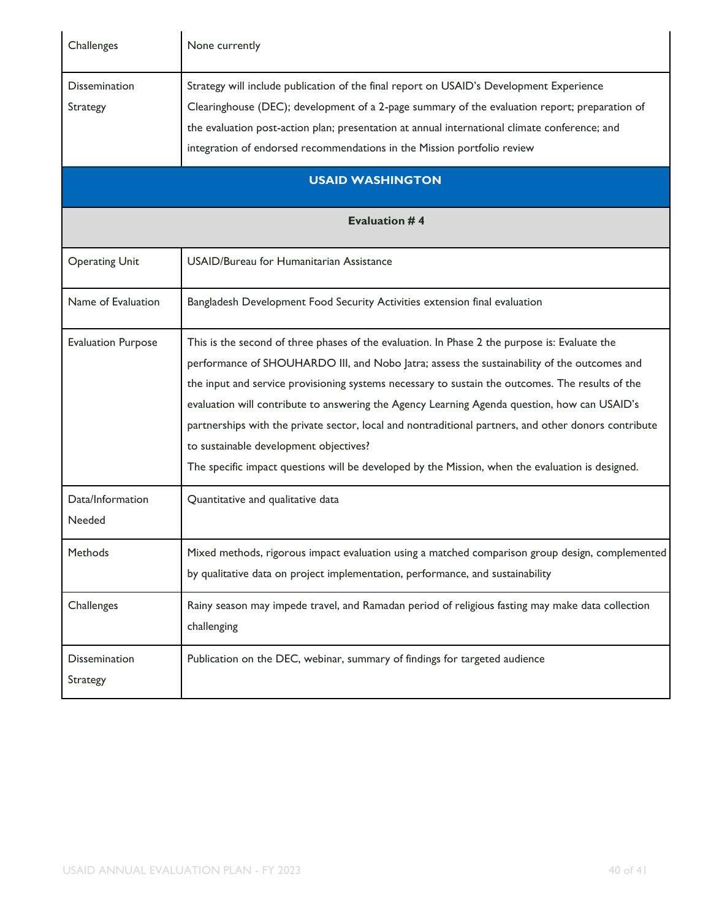| | |
|---|---|
| Challenges | None currently |
| Dissemination Strategy | Strategy will include publication of the final report on USAID's Development Experience Clearinghouse (DEC); development of a 2-page summary of the evaluation report; preparation of the evaluation post-action plan; presentation at annual international climate conference; and integration of endorsed recommendations in the Mission portfolio review |

## USAID WASHINGTON

### Evaluation # 4

| | |
|---|---|
| Operating Unit | USAID/Bureau for Humanitarian Assistance |
| Name of Evaluation | Bangladesh Development Food Security Activities extension final evaluation |
| Evaluation Purpose | This is the second of three phases of the evaluation. In Phase 2 the purpose is: Evaluate the performance of SHOUHARDO III, and Nobo Jatra; assess the sustainability of the outcomes and the input and service provisioning systems necessary to sustain the outcomes. The results of the evaluation will contribute to answering the Agency Learning Agenda question, how can USAID's partnerships with the private sector, local and nontraditional partners, and other donors contribute to sustainable development objectives?<br>The specific impact questions will be developed by the Mission, when the evaluation is designed. |
| Data/Information Needed | Quantitative and qualitative data |
| Methods | Mixed methods, rigorous impact evaluation using a matched comparison group design, complemented by qualitative data on project implementation, performance, and sustainability |
| Challenges | Rainy season may impede travel, and Ramadan period of religious fasting may make data collection challenging |
| Dissemination Strategy | Publication on the DEC, webinar, summary of findings for targeted audience |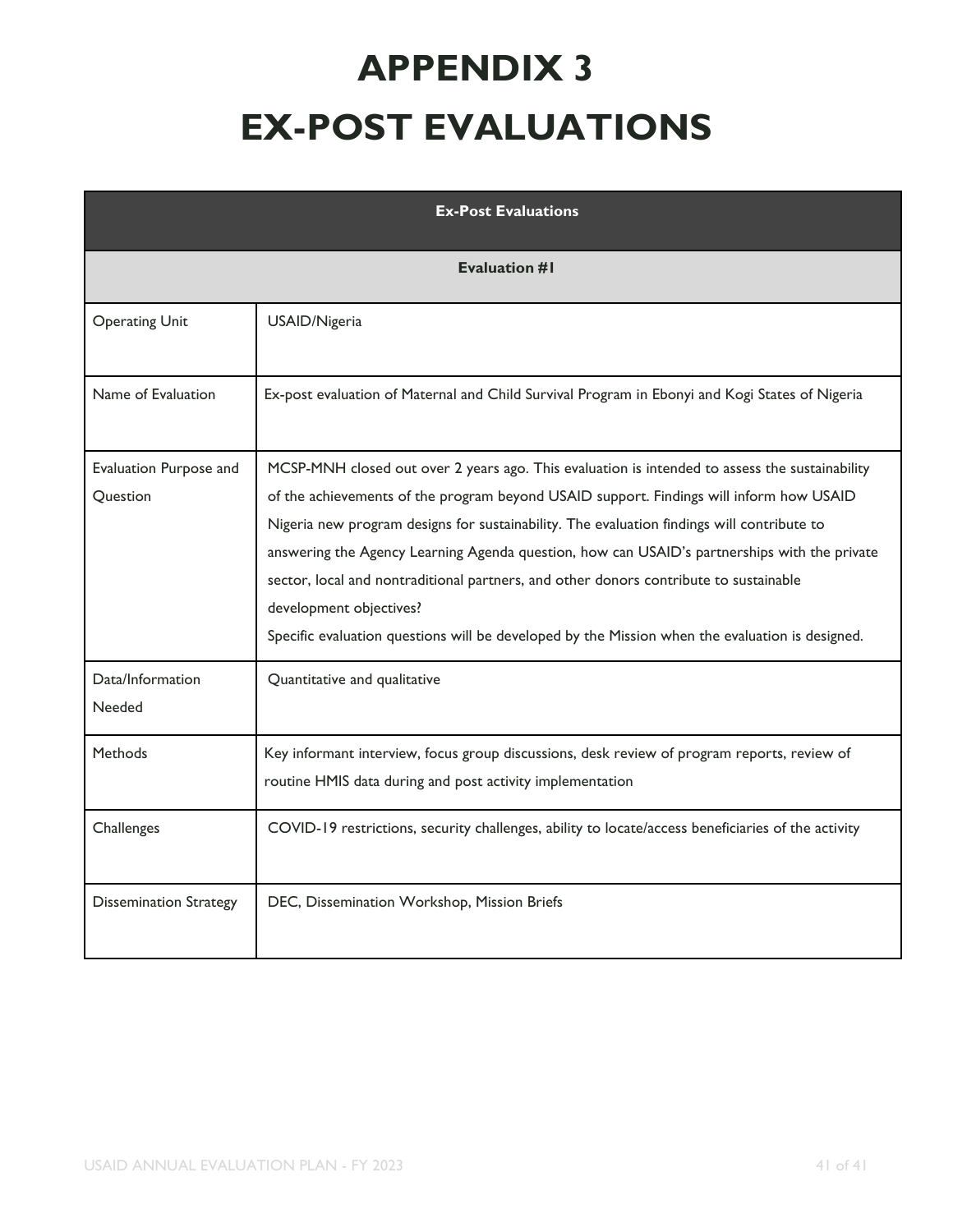# APPENDIX 3

# EX-POST EVALUATIONS

| Ex-Post Evaluations | |
|---|---|
| **Evaluation #1** | |
| Operating Unit | USAID/Nigeria |
| Name of Evaluation | Ex-post evaluation of Maternal and Child Survival Program in Ebonyi and Kogi States of Nigeria |
| Evaluation Purpose and Question | MCSP-MNH closed out over 2 years ago. This evaluation is intended to assess the sustainability of the achievements of the program beyond USAID support. Findings will inform how USAID Nigeria new program designs for sustainability. The evaluation findings will contribute to answering the Agency Learning Agenda question, how can USAID's partnerships with the private sector, local and nontraditional partners, and other donors contribute to sustainable development objectives?<br>Specific evaluation questions will be developed by the Mission when the evaluation is designed. |
| Data/Information Needed | Quantitative and qualitative |
| Methods | Key informant interview, focus group discussions, desk review of program reports, review of routine HMIS data during and post activity implementation |
| Challenges | COVID-19 restrictions, security challenges, ability to locate/access beneficiaries of the activity |
| Dissemination Strategy | DEC, Dissemination Workshop, Mission Briefs |